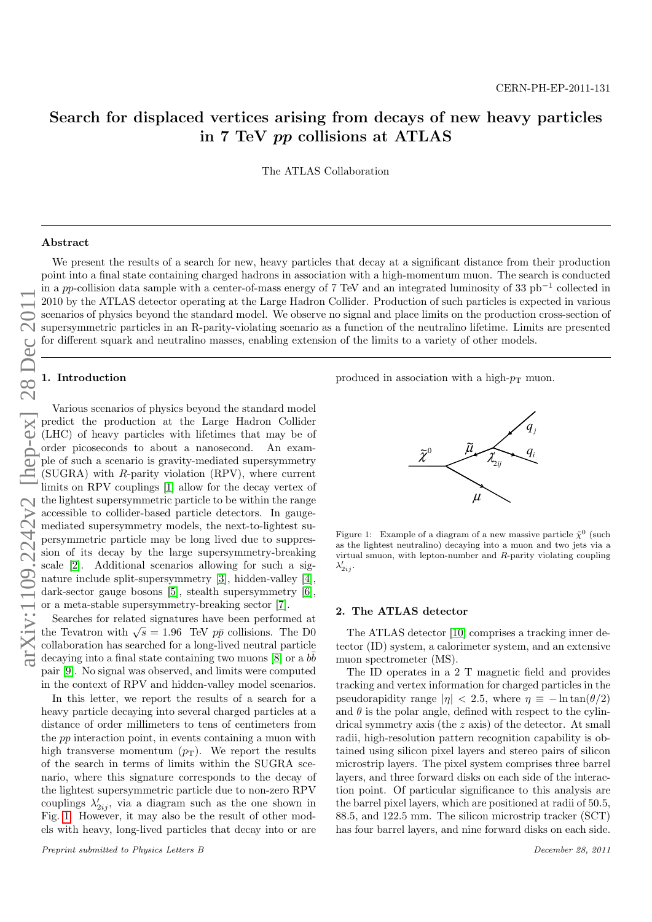CERN-PH-EP-2011-131

# Search for displaced vertices arising from decays of new heavy particles in 7 TeV *pp* collisions at ATLAS

The ATLAS Collaboration

## Abstract

We present the results of a search for new, heavy particles that decay at a significant distance from their production point into a final state containing charged hadrons in association with a high-momentum muon. The search is conducted in a *pp*-collision data sample with a center-of-mass energy of 7 TeV and an integrated luminosity of 33 pb$^{-1}$ collected in 2010 by the ATLAS detector operating at the Large Hadron Collider. Production of such particles is expected in various scenarios of physics beyond the standard model. We observe no signal and place limits on the production cross-section of supersymmetric particles in an R-parity-violating scenario as a function of the neutralino lifetime. Limits are presented for different squark and neutralino masses, enabling extension of the limits to a variety of other models.

## 1. Introduction

Various scenarios of physics beyond the standard model predict the production at the Large Hadron Collider (LHC) of heavy particles with lifetimes that may be of order picoseconds to about a nanosecond. An example of such a scenario is gravity-mediated supersymmetry (SUGRA) with *R*-parity violation (RPV), where current limits on RPV couplings [1] allow for the decay vertex of the lightest supersymmetric particle to be within the range accessible to collider-based particle detectors. In gauge-mediated supersymmetry models, the next-to-lightest supersymmetric particle may be long lived due to suppression of its decay by the large supersymmetry-breaking scale [2]. Additional scenarios allowing for such a signature include split-supersymmetry [3], hidden-valley [4], dark-sector gauge bosons [5], stealth supersymmetry [6], or a meta-stable supersymmetry-breaking sector [7].

Searches for related signatures have been performed at the Tevatron with $\sqrt{s} = 1.96$ TeV $p\bar{p}$ collisions. The D0 collaboration has searched for a long-lived neutral particle decaying into a final state containing two muons [8] or a $b\bar{b}$ pair [9]. No signal was observed, and limits were computed in the context of RPV and hidden-valley model scenarios.

In this letter, we report the results of a search for a heavy particle decaying into several charged particles at a distance of order millimeters to tens of centimeters from the *pp* interaction point, in events containing a muon with high transverse momentum ($p_{\mathrm{T}}$). We report the results of the search in terms of limits within the SUGRA scenario, where this signature corresponds to the decay of the lightest supersymmetric particle due to non-zero RPV couplings $\lambda'_{2ij}$, via a diagram such as the one shown in Fig. 1. However, it may also be the result of other models with heavy, long-lived particles that decay into or are produced in association with a high-$p_{\mathrm{T}}$ muon.

Figure 1: Example of a diagram of a new massive particle $\tilde{\chi}^0$ (such as the lightest neutralino) decaying into a muon and two jets via a virtual smuon, with lepton-number and *R*-parity violating coupling $\lambda'_{2ij}$.

## 2. The ATLAS detector

The ATLAS detector [10] comprises a tracking inner detector (ID) system, a calorimeter system, and an extensive muon spectrometer (MS).

The ID operates in a 2 T magnetic field and provides tracking and vertex information for charged particles in the pseudorapidity range $|\eta| < 2.5$, where $\eta \equiv -\ln\tan(\theta/2)$ and $\theta$ is the polar angle, defined with respect to the cylindrical symmetry axis (the *z* axis) of the detector. At small radii, high-resolution pattern recognition capability is obtained using silicon pixel layers and stereo pairs of silicon microstrip layers. The pixel system comprises three barrel layers, and three forward disks on each side of the interaction point. Of particular significance to this analysis are the barrel pixel layers, which are positioned at radii of 50.5, 88.5, and 122.5 mm. The silicon microstrip tracker (SCT) has four barrel layers, and nine forward disks on each side.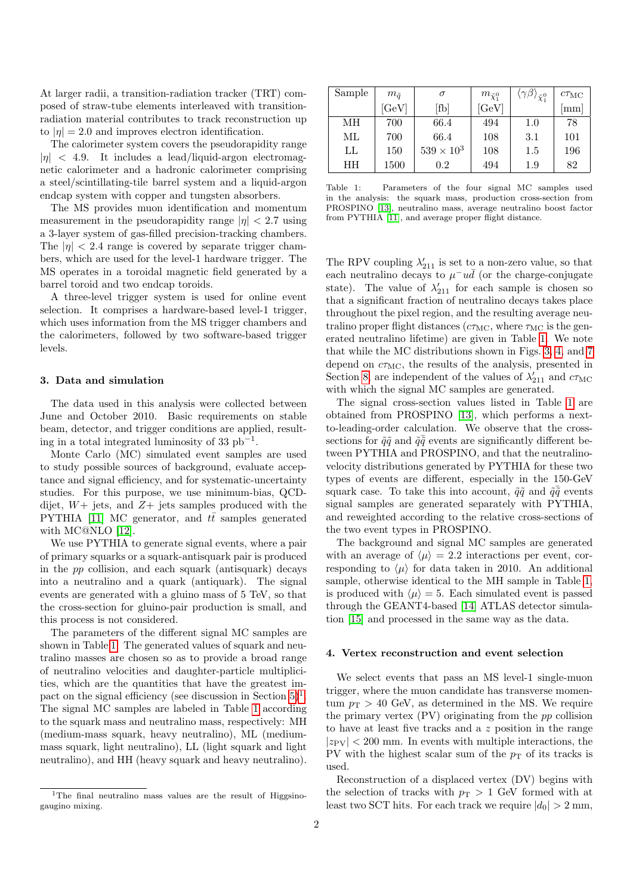At larger radii, a transition-radiation tracker (TRT) composed of straw-tube elements interleaved with transition-radiation material contributes to track reconstruction up to $|\eta| = 2.0$ and improves electron identification.

The calorimeter system covers the pseudorapidity range $|\eta| < 4.9$. It includes a lead/liquid-argon electromagnetic calorimeter and a hadronic calorimeter comprising a steel/scintillating-tile barrel system and a liquid-argon endcap system with copper and tungsten absorbers.

The MS provides muon identification and momentum measurement in the pseudorapidity range $|\eta| < 2.7$ using a 3-layer system of gas-filled precision-tracking chambers. The $|\eta| < 2.4$ range is covered by separate trigger chambers, which are used for the level-1 hardware trigger. The MS operates in a toroidal magnetic field generated by a barrel toroid and two endcap toroids.

A three-level trigger system is used for online event selection. It comprises a hardware-based level-1 trigger, which uses information from the MS trigger chambers and the calorimeters, followed by two software-based trigger levels.

## 3. Data and simulation

The data used in this analysis were collected between June and October 2010. Basic requirements on stable beam, detector, and trigger conditions are applied, resulting in a total integrated luminosity of 33 pb$^{-1}$.

Monte Carlo (MC) simulated event samples are used to study possible sources of background, evaluate acceptance and signal efficiency, and for systematic-uncertainty studies. For this purpose, we use minimum-bias, QCD-dijet, $W+$ jets, and $Z+$ jets samples produced with the PYTHIA [11] MC generator, and $t\bar{t}$ samples generated with MC@NLO [12].

We use PYTHIA to generate signal events, where a pair of primary squarks or a squark-antisquark pair is produced in the $pp$ collision, and each squark (antisquark) decays into a neutralino and a quark (antiquark). The signal events are generated with a gluino mass of 5 TeV, so that the cross-section for gluino-pair production is small, and this process is not considered.

The parameters of the different signal MC samples are shown in Table 1. The generated values of squark and neutralino masses are chosen so as to provide a broad range of neutralino velocities and daughter-particle multiplicities, which are the quantities that have the greatest impact on the signal efficiency (see discussion in Section 5)[1]. The signal MC samples are labeled in Table 1 according to the squark mass and neutralino mass, respectively: MH (medium-mass squark, heavy neutralino), ML (medium-mass squark, light neutralino), LL (light squark and light neutralino), and HH (heavy squark and heavy neutralino).

[1] The final neutralino mass values are the result of Higgsino-gaugino mixing.

| Sample | $m_{\tilde{q}}$ [GeV] | $\sigma$ [fb] | $m_{\tilde{\chi}_1^0}$ [GeV] | $\langle\gamma\beta\rangle_{\tilde{\chi}_1^0}$ | $c\tau_{\mathrm{MC}}$ [mm] |
|---|---|---|---|---|---|
| MH | 700 | 66.4 | 494 | 1.0 | 78 |
| ML | 700 | 66.4 | 108 | 3.1 | 101 |
| LL | 150 | $539 \times 10^3$ | 108 | 1.5 | 196 |
| HH | 1500 | 0.2 | 494 | 1.9 | 82 |

Table 1: Parameters of the four signal MC samples used in the analysis: the squark mass, production cross-section from PROSPINO [13], neutralino mass, average neutralino boost factor from PYTHIA [11], and average proper flight distance.

The RPV coupling $\lambda'_{211}$ is set to a non-zero value, so that each neutralino decays to $\mu^- u\bar{d}$ (or the charge-conjugate state). The value of $\lambda'_{211}$ for each sample is chosen so that a significant fraction of neutralino decays takes place throughout the pixel region, and the resulting average neutralino proper flight distances ($c\tau_{\mathrm{MC}}$, where $\tau_{\mathrm{MC}}$ is the generated neutralino lifetime) are given in Table 1. We note that while the MC distributions shown in Figs. 3, 4, and 7 depend on $c\tau_{\mathrm{MC}}$, the results of the analysis, presented in Section 8, are independent of the values of $\lambda'_{211}$ and $c\tau_{\mathrm{MC}}$ with which the signal MC samples are generated.

The signal cross-section values listed in Table 1 are obtained from PROSPINO [13], which performs a next-to-leading-order calculation. We observe that the cross-sections for $\tilde{q}\tilde{q}$ and $\tilde{q}\bar{\tilde{q}}$ events are significantly different between PYTHIA and PROSPINO, and that the neutralino-velocity distributions generated by PYTHIA for these two types of events are different, especially in the 150-GeV squark case. To take this into account, $\tilde{q}\tilde{q}$ and $\tilde{q}\bar{\tilde{q}}$ events signal samples are generated separately with PYTHIA, and reweighted according to the relative cross-sections of the two event types in PROSPINO.

The background and signal MC samples are generated with an average of $\langle\mu\rangle = 2.2$ interactions per event, corresponding to $\langle\mu\rangle$ for data taken in 2010. An additional sample, otherwise identical to the MH sample in Table 1, is produced with $\langle\mu\rangle = 5$. Each simulated event is passed through the GEANT4-based [14] ATLAS detector simulation [15] and processed in the same way as the data.

## 4. Vertex reconstruction and event selection

We select events that pass an MS level-1 single-muon trigger, where the muon candidate has transverse momentum $p_{\mathrm{T}} > 40$ GeV, as determined in the MS. We require the primary vertex (PV) originating from the $pp$ collision to have at least five tracks and a $z$ position in the range $|z_{\mathrm{PV}}| < 200$ mm. In events with multiple interactions, the PV with the highest scalar sum of the $p_{\mathrm{T}}$ of its tracks is used.

Reconstruction of a displaced vertex (DV) begins with the selection of tracks with $p_{\mathrm{T}} > 1$ GeV formed with at least two SCT hits. For each track we require $|d_0| > 2$ mm,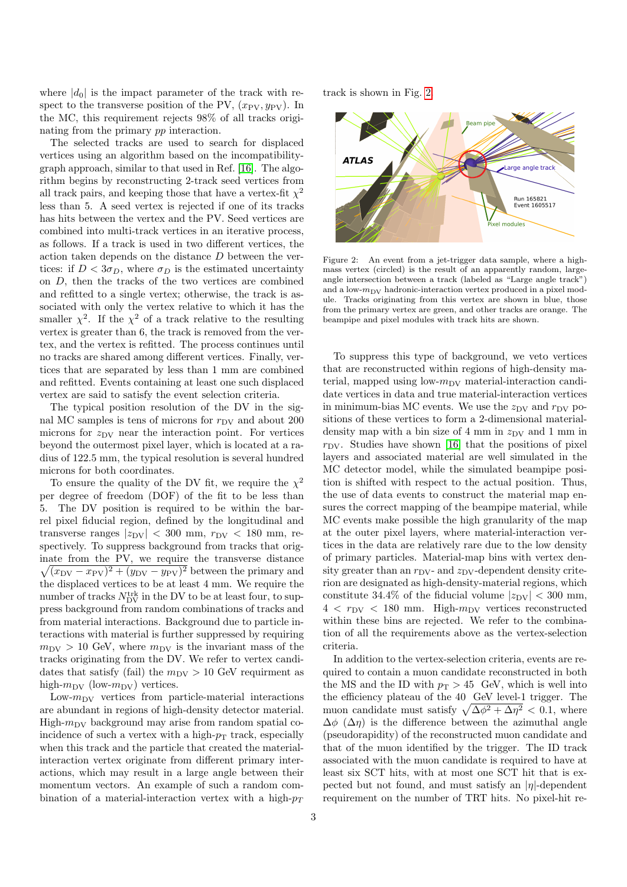where $|d_0|$ is the impact parameter of the track with respect to the transverse position of the PV, $(x_{\rm PV}, y_{\rm PV})$. In the MC, this requirement rejects 98% of all tracks originating from the primary $pp$ interaction.

The selected tracks are used to search for displaced vertices using an algorithm based on the incompatibility-graph approach, similar to that used in Ref. [16]. The algorithm begins by reconstructing 2-track seed vertices from all track pairs, and keeping those that have a vertex-fit $\chi^2$ less than 5. A seed vertex is rejected if one of its tracks has hits between the vertex and the PV. Seed vertices are combined into multi-track vertices in an iterative process, as follows. If a track is used in two different vertices, the action taken depends on the distance $D$ between the vertices: if $D < 3\sigma_D$, where $\sigma_D$ is the estimated uncertainty on $D$, then the tracks of the two vertices are combined and refitted to a single vertex; otherwise, the track is associated with only the vertex relative to which it has the smaller $\chi^2$. If the $\chi^2$ of a track relative to the resulting vertex is greater than 6, the track is removed from the vertex, and the vertex is refitted. The process continues until no tracks are shared among different vertices. Finally, vertices that are separated by less than 1 mm are combined and refitted. Events containing at least one such displaced vertex are said to satisfy the event selection criteria.

The typical position resolution of the DV in the signal MC samples is tens of microns for $r_{\rm DV}$ and about 200 microns for $z_{\rm DV}$ near the interaction point. For vertices beyond the outermost pixel layer, which is located at a radius of 122.5 mm, the typical resolution is several hundred microns for both coordinates.

To ensure the quality of the DV fit, we require the $\chi^2$ per degree of freedom (DOF) of the fit to be less than 5. The DV position is required to be within the barrel pixel fiducial region, defined by the longitudinal and transverse ranges $|z_{\rm DV}| < 300$ mm, $r_{\rm DV} < 180$ mm, respectively. To suppress background from tracks that originate from the PV, we require the transverse distance $\sqrt{(x_{\rm DV} - x_{\rm PV})^2 + (y_{\rm DV} - y_{\rm PV})^2}$ between the primary and the displaced vertices to be at least 4 mm. We require the number of tracks $N_{\rm DV}^{\rm trk}$ in the DV to be at least four, to suppress background from random combinations of tracks and from material interactions. Background due to particle interactions with material is further suppressed by requiring $m_{\rm DV} > 10$ GeV, where $m_{\rm DV}$ is the invariant mass of the tracks originating from the DV. We refer to vertex candidates that satisfy (fail) the $m_{\rm DV} > 10$ GeV requirement as high-$m_{\rm DV}$ (low-$m_{\rm DV}$) vertices.

Low-$m_{\rm DV}$ vertices from particle-material interactions are abundant in regions of high-density detector material. High-$m_{\rm DV}$ background may arise from random spatial coincidence of such a vertex with a high-$p_{\rm T}$ track, especially when this track and the particle that created the material-interaction vertex originate from different primary interactions, which may result in a large angle between their momentum vectors. An example of such a random combination of a material-interaction vertex with a high-$p_T$ track is shown in Fig. 2.

Figure 2: An event from a jet-trigger data sample, where a high-mass vertex (circled) is the result of an apparently random, large-angle intersection between a track (labeled as "Large angle track") and a low-$m_{\rm DV}$ hadronic-interaction vertex produced in a pixel module. Tracks originating from this vertex are shown in blue, those from the primary vertex are green, and other tracks are orange. The beampipe and pixel modules with track hits are shown.

To suppress this type of background, we veto vertices that are reconstructed within regions of high-density material, mapped using low-$m_{\rm DV}$ material-interaction candidate vertices in data and true material-interaction vertices in minimum-bias MC events. We use the $z_{\rm DV}$ and $r_{\rm DV}$ positions of these vertices to form a 2-dimensional material-density map with a bin size of 4 mm in $z_{\rm DV}$ and 1 mm in $r_{\rm DV}$. Studies have shown [16] that the positions of pixel layers and associated material are well simulated in the MC detector model, while the simulated beampipe position is shifted with respect to the actual position. Thus, the use of data events to construct the material map ensures the correct mapping of the beampipe material, while MC events make possible the high granularity of the map at the outer pixel layers, where material-interaction vertices in the data are relatively rare due to the low density of primary particles. Material-map bins with vertex density greater than an $r_{\rm DV}$- and $z_{\rm DV}$-dependent density criterion are designated as high-density-material regions, which constitute 34.4% of the fiducial volume $|z_{\rm DV}| < 300$ mm, $4 < r_{\rm DV} < 180$ mm. High-$m_{\rm DV}$ vertices reconstructed within these bins are rejected. We refer to the combination of all the requirements above as the vertex-selection criteria.

In addition to the vertex-selection criteria, events are required to contain a muon candidate reconstructed in both the MS and the ID with $p_{\rm T} > 45$ GeV, which is well into the efficiency plateau of the 40 GeV level-1 trigger. The muon candidate must satisfy $\sqrt{\Delta\phi^2 + \Delta\eta^2} < 0.1$, where $\Delta\phi$ ($\Delta\eta$) is the difference between the azimuthal angle (pseudorapidity) of the reconstructed muon candidate and that of the muon identified by the trigger. The ID track associated with the muon candidate is required to have at least six SCT hits, with at most one SCT hit that is expected but not found, and must satisfy an $|\eta|$-dependent requirement on the number of TRT hits. No pixel-hit re-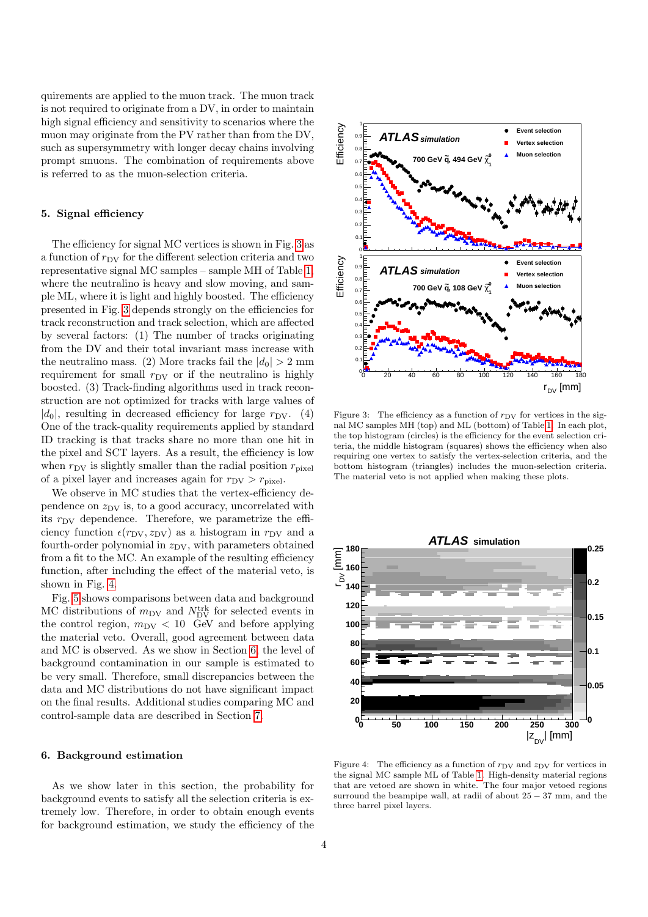quirements are applied to the muon track. The muon track is not required to originate from a DV, in order to maintain high signal efficiency and sensitivity to scenarios where the muon may originate from the PV rather than from the DV, such as supersymmetry with longer decay chains involving prompt smuons. The combination of requirements above is referred to as the muon-selection criteria.

## 5. Signal efficiency

The efficiency for signal MC vertices is shown in Fig. 3 as a function of $r_{\rm DV}$ for the different selection criteria and two representative signal MC samples – sample MH of Table 1, where the neutralino is heavy and slow moving, and sample ML, where it is light and highly boosted. The efficiency presented in Fig. 3 depends strongly on the efficiencies for track reconstruction and track selection, which are affected by several factors: (1) The number of tracks originating from the DV and their total invariant mass increase with the neutralino mass. (2) More tracks fail the $|d_0| > 2$ mm requirement for small $r_{\rm DV}$ or if the neutralino is highly boosted. (3) Track-finding algorithms used in track reconstruction are not optimized for tracks with large values of $|d_0|$, resulting in decreased efficiency for large $r_{\rm DV}$. (4) One of the track-quality requirements applied by standard ID tracking is that tracks share no more than one hit in the pixel and SCT layers. As a result, the efficiency is low when $r_{\rm DV}$ is slightly smaller than the radial position $r_{\rm pixel}$ of a pixel layer and increases again for $r_{\rm DV} > r_{\rm pixel}$.

We observe in MC studies that the vertex-efficiency dependence on $z_{\rm DV}$ is, to a good accuracy, uncorrelated with its $r_{\rm DV}$ dependence. Therefore, we parametrize the efficiency function $\epsilon(r_{\rm DV}, z_{\rm DV})$ as a histogram in $r_{\rm DV}$ and a fourth-order polynomial in $z_{\rm DV}$, with parameters obtained from a fit to the MC. An example of the resulting efficiency function, after including the effect of the material veto, is shown in Fig. 4.

Fig. 5 shows comparisons between data and background MC distributions of $m_{\rm DV}$ and $N_{\rm DV}^{\rm trk}$ for selected events in the control region, $m_{\rm DV} < 10$ GeV and before applying the material veto. Overall, good agreement between data and MC is observed. As we show in Section 6, the level of background contamination in our sample is estimated to be very small. Therefore, small discrepancies between the data and MC distributions do not have significant impact on the final results. Additional studies comparing MC and control-sample data are described in Section 7.

Figure 3: The efficiency as a function of $r_{\rm DV}$ for vertices in the signal MC samples MH (top) and ML (bottom) of Table 1. In each plot, the top histogram (circles) is the efficiency for the event selection criteria, the middle histogram (squares) shows the efficiency when also requiring one vertex to satisfy the vertex-selection criteria, and the bottom histogram (triangles) includes the muon-selection criteria. The material veto is not applied when making these plots.

Figure 4: The efficiency as a function of $r_{\rm DV}$ and $z_{\rm DV}$ for vertices in the signal MC sample ML of Table 1. High-density material regions that are vetoed are shown in white. The four major vetoed regions surround the beampipe wall, at radii of about $25-37$ mm, and the three barrel pixel layers.

## 6. Background estimation

As we show later in this section, the probability for background events to satisfy all the selection criteria is extremely low. Therefore, in order to obtain enough events for background estimation, we study the efficiency of the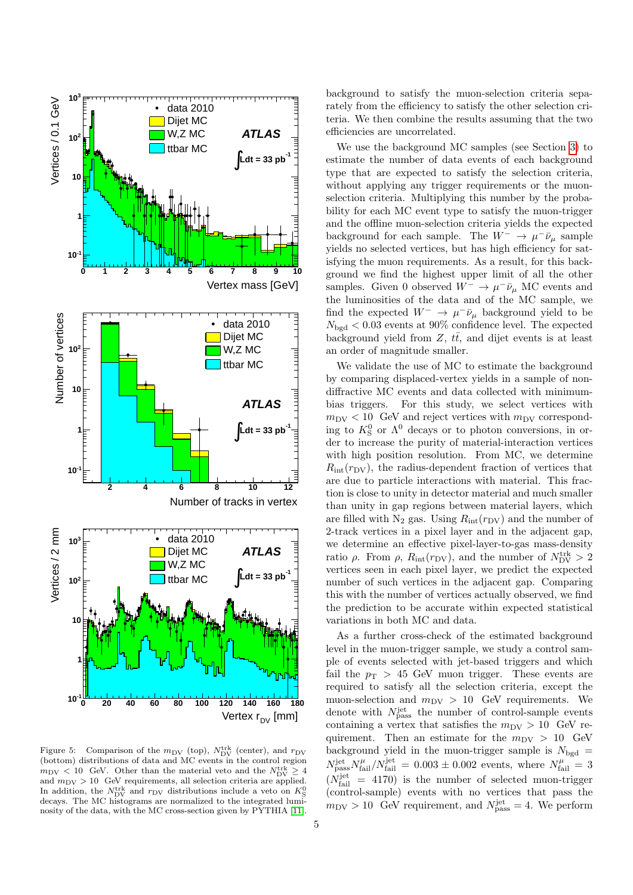Figure 5: Comparison of the $m_{\rm DV}$ (top), $N_{\rm DV}^{\rm trk}$ (center), and $r_{\rm DV}$ (bottom) distributions of data and MC events in the control region $m_{\rm DV} < 10$ GeV. Other than the material veto and the $N_{\rm DV}^{\rm trk} \geq 4$ and $m_{\rm DV} > 10$ GeV requirements, all selection criteria are applied. In addition, the $N_{\rm DV}^{\rm trk}$ and $r_{\rm DV}$ distributions include a veto on $K_S^0$ decays. The MC histograms are normalized to the integrated luminosity of the data, with the MC cross-section given by PYTHIA [11].

background to satisfy the muon-selection criteria separately from the efficiency to satisfy the other selection criteria. We then combine the results assuming that the two efficiencies are uncorrelated.

We use the background MC samples (see Section 3) to estimate the number of data events of each background type that are expected to satisfy the selection criteria, without applying any trigger requirements or the muon-selection criteria. Multiplying this number by the probability for each MC event type to satisfy the muon-trigger and the offline muon-selection criteria yields the expected background for each sample. The $W^- \to \mu^- \bar{\nu}_\mu$ sample yields no selected vertices, but has high efficiency for satisfying the muon requirements. As a result, for this background we find the highest upper limit of all the other samples. Given 0 observed $W^- \to \mu^- \bar{\nu}_\mu$ MC events and the luminosities of the data and of the MC sample, we find the expected $W^- \to \mu^- \bar{\nu}_\mu$ background yield to be $N_{\rm bgd} < 0.03$ events at 90% confidence level. The expected background yield from $Z$, $t\bar{t}$, and dijet events is at least an order of magnitude smaller.

We validate the use of MC to estimate the background by comparing displaced-vertex yields in a sample of non-diffractive MC events and data collected with minimum-bias triggers. For this study, we select vertices with $m_{\rm DV} < 10$ GeV and reject vertices with $m_{\rm DV}$ corresponding to $K_S^0$ or $\Lambda^0$ decays or to photon conversions, in order to increase the purity of material-interaction vertices with high position resolution. From MC, we determine $R_{\rm int}(r_{\rm DV})$, the radius-dependent fraction of vertices that are due to particle interactions with material. This fraction is close to unity in detector material and much smaller than unity in gap regions between material layers, which are filled with $N_2$ gas. Using $R_{\rm int}(r_{\rm DV})$ and the number of 2-track vertices in a pixel layer and in the adjacent gap, we determine an effective pixel-layer-to-gas mass-density ratio $\rho$. From $\rho$, $R_{\rm int}(r_{\rm DV})$, and the number of $N_{\rm DV}^{\rm trk} > 2$ vertices seen in each pixel layer, we predict the expected number of such vertices in the adjacent gap. Comparing this with the number of vertices actually observed, we find the prediction to be accurate within expected statistical variations in both MC and data.

As a further cross-check of the estimated background level in the muon-trigger sample, we study a control sample of events selected with jet-based triggers and which fail the $p_{\rm T} > 45$ GeV muon trigger. These events are required to satisfy all the selection criteria, except the muon-selection and $m_{\rm DV} > 10$ GeV requirements. We denote with $N_{\rm pass}^{\rm jet}$ the number of control-sample events containing a vertex that satisfies the $m_{\rm DV} > 10$ GeV requirement. Then an estimate for the $m_{\rm DV} > 10$ GeV background yield in the muon-trigger sample is $N_{\rm bgd} = N_{\rm pass}^{\rm jet} N_{\rm fail}^{\mu} / N_{\rm fail}^{\rm jet} = 0.003 \pm 0.002$ events, where $N_{\rm fail}^{\mu} = 3$ ($N_{\rm fail}^{\rm jet} = 4170$) is the number of selected muon-trigger (control-sample) events with no vertices that pass the $m_{\rm DV} > 10$ GeV requirement, and $N_{\rm pass}^{\rm jet} = 4$. We perform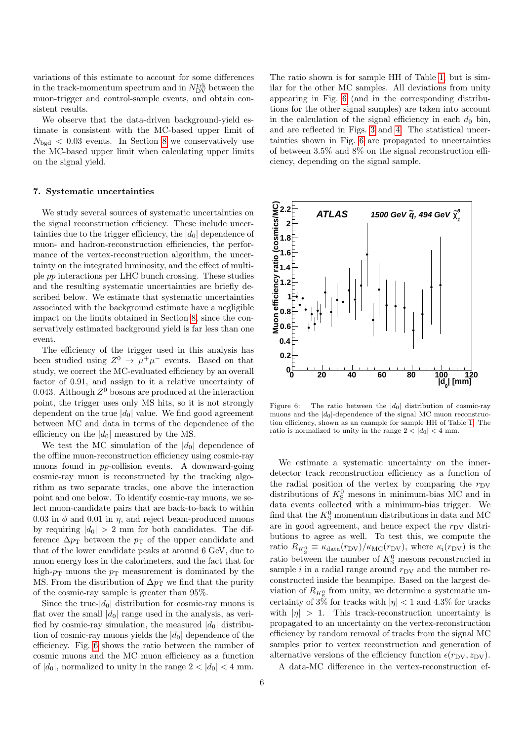variations of this estimate to account for some differences in the track-momentum spectrum and in $N_{\rm DV}^{\rm trk}$ between the muon-trigger and control-sample events, and obtain consistent results.

We observe that the data-driven background-yield estimate is consistent with the MC-based upper limit of $N_{\rm bgd} < 0.03$ events. In Section 8 we conservatively use the MC-based upper limit when calculating upper limits on the signal yield.

## 7. Systematic uncertainties

We study several sources of systematic uncertainties on the signal reconstruction efficiency. These include uncertainties due to the trigger efficiency, the $|d_0|$ dependence of muon- and hadron-reconstruction efficiencies, the performance of the vertex-reconstruction algorithm, the uncertainty on the integrated luminosity, and the effect of multiple $pp$ interactions per LHC bunch crossing. These studies and the resulting systematic uncertainties are briefly described below. We estimate that systematic uncertainties associated with the background estimate have a negligible impact on the limits obtained in Section 8, since the conservatively estimated background yield is far less than one event.

The efficiency of the trigger used in this analysis has been studied using $Z^0 \to \mu^+\mu^-$ events. Based on that study, we correct the MC-evaluated efficiency by an overall factor of 0.91, and assign to it a relative uncertainty of 0.043. Although $Z^0$ bosons are produced at the interaction point, the trigger uses only MS hits, so it is not strongly dependent on the true $|d_0|$ value. We find good agreement between MC and data in terms of the dependence of the efficiency on the $|d_0|$ measured by the MS.

We test the MC simulation of the $|d_0|$ dependence of the offline muon-reconstruction efficiency using cosmic-ray muons found in $pp$-collision events. A downward-going cosmic-ray muon is reconstructed by the tracking algorithm as two separate tracks, one above the interaction point and one below. To identify cosmic-ray muons, we select muon-candidate pairs that are back-to-back to within 0.03 in $\phi$ and 0.01 in $\eta$, and reject beam-produced muons by requiring $|d_0| > 2$ mm for both candidates. The difference $\Delta p_{\rm T}$ between the $p_{\rm T}$ of the upper candidate and that of the lower candidate peaks at around 6 GeV, due to muon energy loss in the calorimeters, and the fact that for high-$p_{\rm T}$ muons the $p_{\rm T}$ measurement is dominated by the MS. From the distribution of $\Delta p_{\rm T}$ we find that the purity of the cosmic-ray sample is greater than 95%.

Since the true-$|d_0|$ distribution for cosmic-ray muons is flat over the small $|d_0|$ range used in the analysis, as verified by cosmic-ray simulation, the measured $|d_0|$ distribution of cosmic-ray muons yields the $|d_0|$ dependence of the efficiency. Fig. 6 shows the ratio between the number of cosmic muons and the MC muon efficiency as a function of $|d_0|$, normalized to unity in the range $2 < |d_0| < 4$ mm. The ratio shown is for sample HH of Table 1, but is similar for the other MC samples. All deviations from unity appearing in Fig. 6 (and in the corresponding distributions for the other signal samples) are taken into account in the calculation of the signal efficiency in each $d_0$ bin, and are reflected in Figs. 3 and 4. The statistical uncertainties shown in Fig. 6 are propagated to uncertainties of between 3.5% and 8% on the signal reconstruction efficiency, depending on the signal sample.

Figure 6: The ratio between the $|d_0|$ distribution of cosmic-ray muons and the $|d_0|$-dependence of the signal MC muon reconstruction efficiency, shown as an example for sample HH of Table 1. The ratio is normalized to unity in the range $2 < |d_0| < 4$ mm.

We estimate a systematic uncertainty on the inner-detector track reconstruction efficiency as a function of the radial position of the vertex by comparing the $r_{\rm DV}$ distributions of $K^0_{\rm S}$ mesons in minimum-bias MC and in data events collected with a minimum-bias trigger. We find that the $K^0_{\rm S}$ momentum distributions in data and MC are in good agreement, and hence expect the $r_{\rm DV}$ distributions to agree as well. To test this, we compute the ratio $R_{K^0_{\rm S}} \equiv \kappa_{\rm data}(r_{\rm DV})/\kappa_{\rm MC}(r_{\rm DV})$, where $\kappa_{\rm i}(r_{\rm DV})$ is the ratio between the number of $K^0_{\rm S}$ mesons reconstructed in sample $i$ in a radial range around $r_{\rm DV}$ and the number reconstructed inside the beampipe. Based on the largest deviation of $R_{K^0_{\rm S}}$ from unity, we determine a systematic uncertainty of 3% for tracks with $|\eta| < 1$ and 4.3% for tracks with $|\eta| > 1$. This track-reconstruction uncertainty is propagated to an uncertainty on the vertex-reconstruction efficiency by random removal of tracks from the signal MC samples prior to vertex reconstruction and generation of alternative versions of the efficiency function $\epsilon(r_{\rm DV}, z_{\rm DV})$.

A data-MC difference in the vertex-reconstruction ef-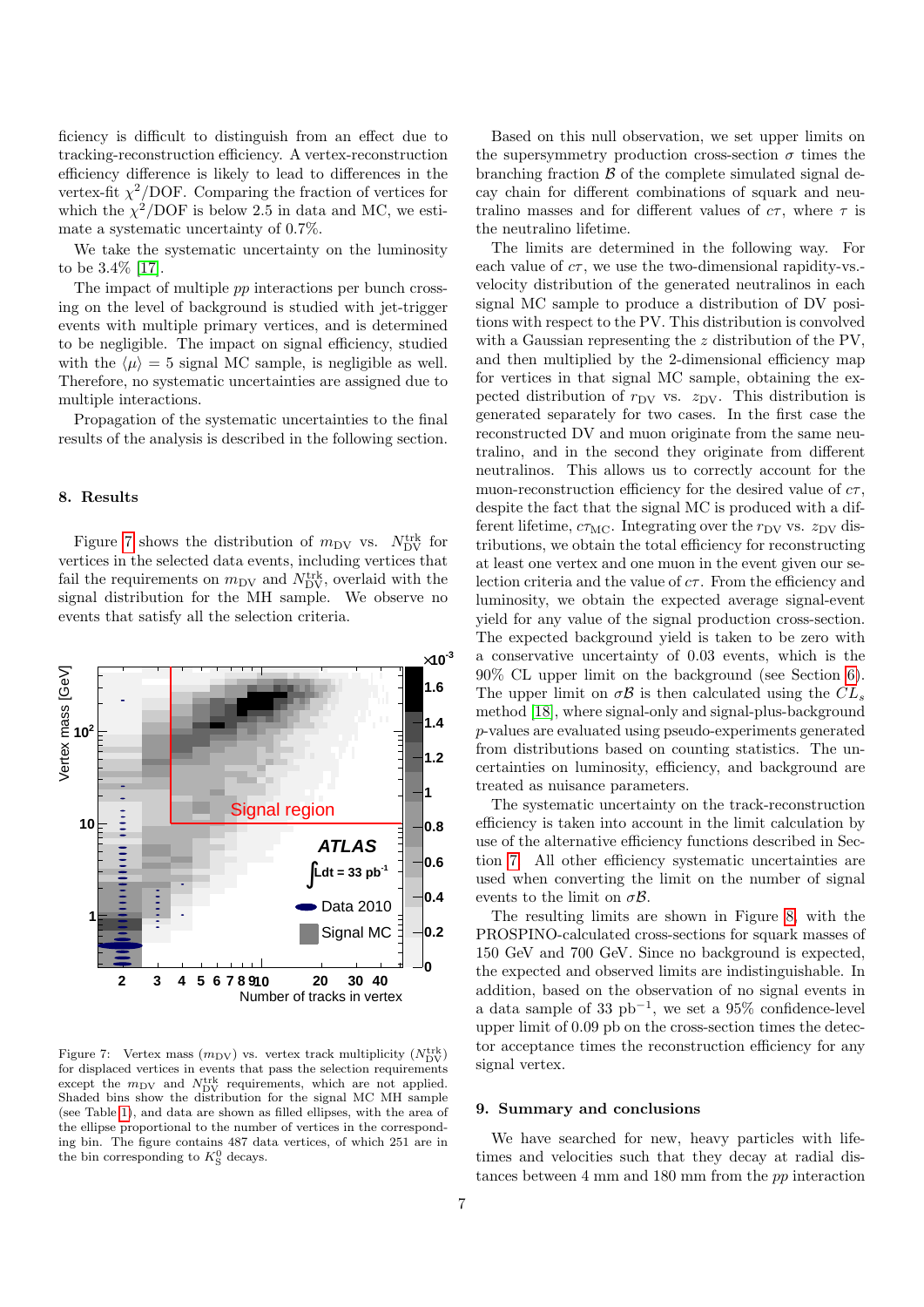ficiency is difficult to distinguish from an effect due to tracking-reconstruction efficiency. A vertex-reconstruction efficiency difference is likely to lead to differences in the vertex-fit $\chi^2$/DOF. Comparing the fraction of vertices for which the $\chi^2$/DOF is below 2.5 in data and MC, we estimate a systematic uncertainty of 0.7%.

We take the systematic uncertainty on the luminosity to be 3.4% [17].

The impact of multiple *pp* interactions per bunch crossing on the level of background is studied with jet-trigger events with multiple primary vertices, and is determined to be negligible. The impact on signal efficiency, studied with the $\langle\mu\rangle = 5$ signal MC sample, is negligible as well. Therefore, no systematic uncertainties are assigned due to multiple interactions.

Propagation of the systematic uncertainties to the final results of the analysis is described in the following section.

## 8. Results

Figure 7 shows the distribution of $m_{\rm DV}$ vs. $N_{\rm DV}^{\rm trk}$ for vertices in the selected data events, including vertices that fail the requirements on $m_{\rm DV}$ and $N_{\rm DV}^{\rm trk}$, overlaid with the signal distribution for the MH sample. We observe no events that satisfy all the selection criteria.

Figure 7: Vertex mass ($m_{\rm DV}$) vs. vertex track multiplicity ($N_{\rm DV}^{\rm trk}$) for displaced vertices in events that pass the selection requirements except the $m_{\rm DV}$ and $N_{\rm DV}^{\rm trk}$ requirements, which are not applied. Shaded bins show the distribution for the signal MC MH sample (see Table 1), and data are shown as filled ellipses, with the area of the ellipse proportional to the number of vertices in the corresponding bin. The figure contains 487 data vertices, of which 251 are in the bin corresponding to $K_S^0$ decays.

Based on this null observation, we set upper limits on the supersymmetry production cross-section $\sigma$ times the branching fraction $\mathcal{B}$ of the complete simulated signal decay chain for different combinations of squark and neutralino masses and for different values of $c\tau$, where $\tau$ is the neutralino lifetime.

The limits are determined in the following way. For each value of $c\tau$, we use the two-dimensional rapidity-vs.-velocity distribution of the generated neutralinos in each signal MC sample to produce a distribution of DV positions with respect to the PV. This distribution is convolved with a Gaussian representing the $z$ distribution of the PV, and then multiplied by the 2-dimensional efficiency map for vertices in that signal MC sample, obtaining the expected distribution of $r_{\rm DV}$ vs. $z_{\rm DV}$. This distribution is generated separately for two cases. In the first case the reconstructed DV and muon originate from the same neutralino, and in the second they originate from different neutralinos. This allows us to correctly account for the muon-reconstruction efficiency for the desired value of $c\tau$, despite the fact that the signal MC is produced with a different lifetime, $c\tau_{\rm MC}$. Integrating over the $r_{\rm DV}$ vs. $z_{\rm DV}$ distributions, we obtain the total efficiency for reconstructing at least one vertex and one muon in the event given our selection criteria and the value of $c\tau$. From the efficiency and luminosity, we obtain the expected average signal-event yield for any value of the signal production cross-section. The expected background yield is taken to be zero with a conservative uncertainty of 0.03 events, which is the 90% CL upper limit on the background (see Section 6). The upper limit on $\sigma\mathcal{B}$ is then calculated using the $CL_s$ method [18], where signal-only and signal-plus-background *p*-values are evaluated using pseudo-experiments generated from distributions based on counting statistics. The uncertainties on luminosity, efficiency, and background are treated as nuisance parameters.

The systematic uncertainty on the track-reconstruction efficiency is taken into account in the limit calculation by use of the alternative efficiency functions described in Section 7. All other efficiency systematic uncertainties are used when converting the limit on the number of signal events to the limit on $\sigma\mathcal{B}$.

The resulting limits are shown in Figure 8, with the PROSPINO-calculated cross-sections for squark masses of 150 GeV and 700 GeV. Since no background is expected, the expected and observed limits are indistinguishable. In addition, based on the observation of no signal events in a data sample of 33 pb$^{-1}$, we set a 95% confidence-level upper limit of 0.09 pb on the cross-section times the detector acceptance times the reconstruction efficiency for any signal vertex.

## 9. Summary and conclusions

We have searched for new, heavy particles with lifetimes and velocities such that they decay at radial distances between 4 mm and 180 mm from the *pp* interaction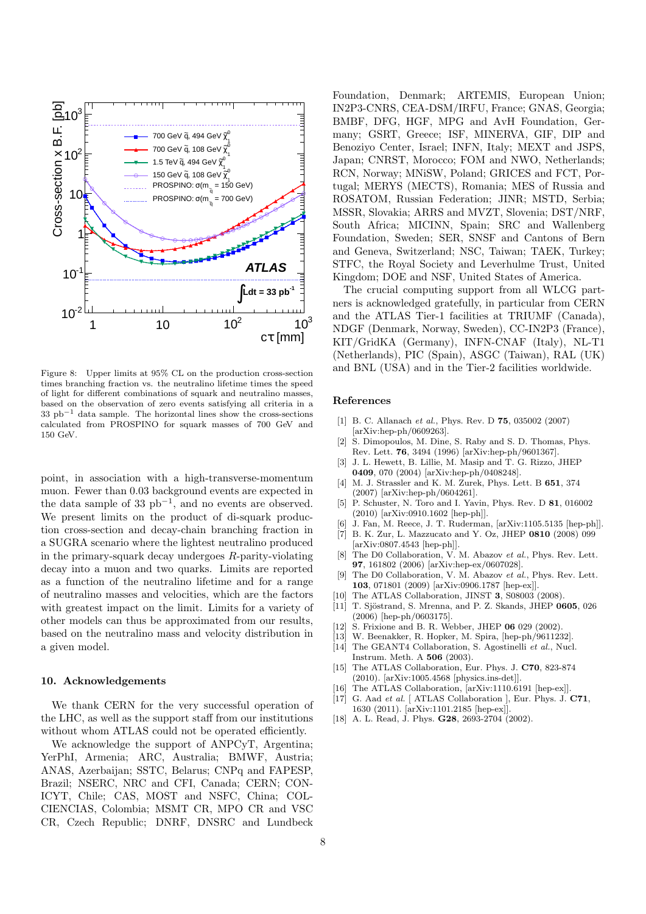Figure 8: Upper limits at 95% CL on the production cross-section times branching fraction vs. the neutralino lifetime times the speed of light for different combinations of squark and neutralino masses, based on the observation of zero events satisfying all criteria in a 33 $\mathrm{pb}^{-1}$ data sample. The horizontal lines show the cross-sections calculated from PROSPINO for squark masses of 700 GeV and 150 GeV.

point, in association with a high-transverse-momentum muon. Fewer than 0.03 background events are expected in the data sample of 33 $\mathrm{pb}^{-1}$, and no events are observed. We present limits on the product of di-squark production cross-section and decay-chain branching fraction in a SUGRA scenario where the lightest neutralino produced in the primary-squark decay undergoes $R$-parity-violating decay into a muon and two quarks. Limits are reported as a function of the neutralino lifetime and for a range of neutralino masses and velocities, which are the factors with greatest impact on the limit. Limits for a variety of other models can thus be approximated from our results, based on the neutralino mass and velocity distribution in a given model.

## 10. Acknowledgements

We thank CERN for the very successful operation of the LHC, as well as the support staff from our institutions without whom ATLAS could not be operated efficiently.

We acknowledge the support of ANPCyT, Argentina; YerPhI, Armenia; ARC, Australia; BMWF, Austria; ANAS, Azerbaijan; SSTC, Belarus; CNPq and FAPESP, Brazil; NSERC, NRC and CFI, Canada; CERN; CONICYT, Chile; CAS, MOST and NSFC, China; COLCIENCIAS, Colombia; MSMT CR, MPO CR and VSC CR, Czech Republic; DNRF, DNSRC and Lundbeck Foundation, Denmark; ARTEMIS, European Union; IN2P3-CNRS, CEA-DSM/IRFU, France; GNAS, Georgia; BMBF, DFG, HGF, MPG and AvH Foundation, Germany; GSRT, Greece; ISF, MINERVA, GIF, DIP and Benoziyo Center, Israel; INFN, Italy; MEXT and JSPS, Japan; CNRST, Morocco; FOM and NWO, Netherlands; RCN, Norway; MNiSW, Poland; GRICES and FCT, Portugal; MERYS (MECTS), Romania; MES of Russia and ROSATOM, Russian Federation; JINR; MSTD, Serbia; MSSR, Slovakia; ARRS and MVZT, Slovenia; DST/NRF, South Africa; MICINN, Spain; SRC and Wallenberg Foundation, Sweden; SER, SNSF and Cantons of Bern and Geneva, Switzerland; NSC, Taiwan; TAEK, Turkey; STFC, the Royal Society and Leverhulme Trust, United Kingdom; DOE and NSF, United States of America.

The crucial computing support from all WLCG partners is acknowledged gratefully, in particular from CERN and the ATLAS Tier-1 facilities at TRIUMF (Canada), NDGF (Denmark, Norway, Sweden), CC-IN2P3 (France), KIT/GridKA (Germany), INFN-CNAF (Italy), NL-T1 (Netherlands), PIC (Spain), ASGC (Taiwan), RAL (UK) and BNL (USA) and in the Tier-2 facilities worldwide.

## References

[1] B. C. Allanach *et al.*, Phys. Rev. D **75**, 035002 (2007) [arXiv:hep-ph/0609263].

[2] S. Dimopoulos, M. Dine, S. Raby and S. D. Thomas, Phys. Rev. Lett. **76**, 3494 (1996) [arXiv:hep-ph/9601367].

[3] J. L. Hewett, B. Lillie, M. Masip and T. G. Rizzo, JHEP **0409**, 070 (2004) [arXiv:hep-ph/0408248].

[4] M. J. Strassler and K. M. Zurek, Phys. Lett. B **651**, 374 (2007) [arXiv:hep-ph/0604261].

[5] P. Schuster, N. Toro and I. Yavin, Phys. Rev. D **81**, 016002 (2010) [arXiv:0910.1602 [hep-ph]].

[6] J. Fan, M. Reece, J. T. Ruderman, [arXiv:1105.5135 [hep-ph]].

[7] B. K. Zur, L. Mazzucato and Y. Oz, JHEP **0810** (2008) 099 [arXiv:0807.4543 [hep-ph]].

[8] The D0 Collaboration, V. M. Abazov *et al.*, Phys. Rev. Lett. **97**, 161802 (2006) [arXiv:hep-ex/0607028].

[9] The D0 Collaboration, V. M. Abazov *et al.*, Phys. Rev. Lett. **103**, 071801 (2009) [arXiv:0906.1787 [hep-ex]].

[10] The ATLAS Collaboration, JINST **3**, S08003 (2008).

[11] T. Sjöstrand, S. Mrenna, and P. Z. Skands, JHEP **0605**, 026 (2006) [hep-ph/0603175].

[12] S. Frixione and B. R. Webber, JHEP **06** 029 (2002).

[13] W. Beenakker, R. Hopker, M. Spira, [hep-ph/9611232].

[14] The GEANT4 Collaboration, S. Agostinelli *et al.*, Nucl. Instrum. Meth. A **506** (2003).

[15] The ATLAS Collaboration, Eur. Phys. J. **C70**, 823-874 (2010). [arXiv:1005.4568 [physics.ins-det]].

[16] The ATLAS Collaboration, [arXiv:1110.6191 [hep-ex]].

[17] G. Aad *et al.* [ ATLAS Collaboration ], Eur. Phys. J. **C71**, 1630 (2011). [arXiv:1101.2185 [hep-ex]].

[18] A. L. Read, J. Phys. **G28**, 2693-2704 (2002).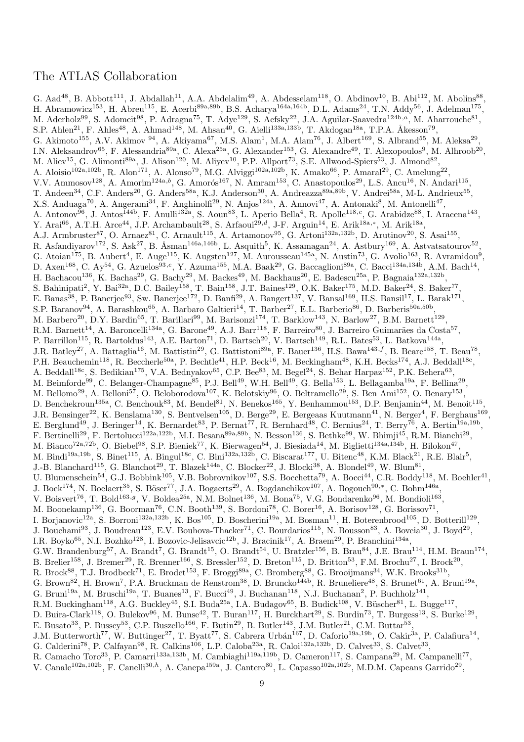# The ATLAS Collaboration

G. Aad[48], B. Abbott[111], J. Abdallah[11], A.A. Abdelalim[49], A. Abdesselam[118], O. Abdinov[10], B. Abi[112], M. Abolins[88], H. Abramowicz[153], H. Abreu[115], E. Acerbi[89a,89b], B.S. Acharya[164a,164b], D.L. Adams[24], T.N. Addy[56], J. Adelman[175], M. Aderholz[99], S. Adomeit[98], P. Adragna[75], T. Adye[129], S. Aefsky[22], J.A. Aguilar-Saavedra[124b,a], M. Aharrouche[81], S.P. Ahlen[21], F. Ahles[48], A. Ahmad[148], M. Ahsan[40], G. Aielli[133a,133b], T. Akdogan[18a], T.P.A. Åkesson[79], G. Akimoto[155], A.V. Akimov [94], A. Akiyama[67], M.S. Alam[1], M.A. Alam[76], J. Albert[169], S. Albrand[55], M. Aleksa[29], I.N. Aleksandrov[65], F. Alessandria[89a], C. Alexa[25a], G. Alexander[153], G. Alexandre[49], T. Alexopoulos[9], M. Alhroob[20], M. Aliev[15], G. Alimonti[89a], J. Alison[120], M. Aliyev[10], P.P. Allport[73], S.E. Allwood-Spiers[53], J. Almond[82], A. Aloisio[102a,102b], R. Alon[171], A. Alonso[79], M.G. Alviggi[102a,102b], K. Amako[66], P. Amaral[29], C. Amelung[22], V.V. Ammosov[128], A. Amorim[124a,b], G. Amorós[167], N. Amram[153], C. Anastopoulos[29], L.S. Ancu[16], N. Andari[115], T. Andeen[34], C.F. Anders[20], G. Anders[58a], K.J. Anderson[30], A. Andreazza[89a,89b], V. Andrei[58a], M-L. Andrieux[55], X.S. Anduaga[70], A. Angerami[34], F. Anghinolfi[29], N. Anjos[124a], A. Annovi[47], A. Antonaki[8], M. Antonelli[47], A. Antonov[96], J. Antos[144b], F. Anulli[132a], S. Aoun[83], L. Aperio Bella[4], R. Apolle[118,c], G. Arabidze[88], I. Aracena[143], Y. Arai[66], A.T.H. Arce[44], J.P. Archambault[28], S. Arfaoui[29,d], J-F. Arguin[14], E. Arik[18a,*], M. Arik[18a], A.J. Armbruster[87], O. Arnaez[81], C. Arnault[115], A. Artamonov[95], G. Artoni[132a,132b], D. Arutinov[20], S. Asai[155], R. Asfandiyarov[172], S. Ask[27], B. Åsman[146a,146b], L. Asquith[5], K. Assamagan[24], A. Astbury[169], A. Astvatsatourov[52], G. Atoian[175], B. Aubert[4], E. Auge[115], K. Augsten[127], M. Aurousseau[145a], N. Austin[73], G. Avolio[163], R. Avramidou[9], D. Axen[168], C. Ay[54], G. Azuelos[93,e], Y. Azuma[155], M.A. Baak[29], G. Baccaglioni[89a], C. Bacci[134a,134b], A.M. Bach[14], H. Bachacou[136], K. Bachas[29], G. Bachy[29], M. Backes[49], M. Backhaus[20], E. Badescu[25a], P. Bagnaia[132a,132b], S. Bahinipati[2], Y. Bai[32a], D.C. Bailey[158], T. Bain[158], J.T. Baines[129], O.K. Baker[175], M.D. Baker[24], S. Baker[77], E. Banas[38], P. Banerjee[93], Sw. Banerjee[172], D. Banfi[29], A. Bangert[137], V. Bansal[169], H.S. Bansil[17], L. Barak[171], S.P. Baranov[94], A. Barashkou[65], A. Barbaro Galtieri[14], T. Barber[27], E.L. Barberio[86], D. Barberis[50a,50b], M. Barbero[20], D.Y. Bardin[65], T. Barillari[99], M. Barisonzi[174], T. Barklow[143], N. Barlow[27], B.M. Barnett[129], R.M. Barnett[14], A. Baroncelli[134a], G. Barone[49], A.J. Barr[118], F. Barreiro[80], J. Barreiro Guimarães da Costa[57], P. Barrillon[115], R. Bartoldus[143], A.E. Barton[71], D. Bartsch[20], V. Bartsch[149], R.L. Bates[53], L. Batkova[144a], J.R. Batley[27], A. Battaglia[16], M. Battistin[29], G. Battistoni[89a], F. Bauer[136], H.S. Bawa[143,f], B. Beare[158], T. Beau[78], P.H. Beauchemin[118], R. Beccherle[50a], P. Bechtle[41], H.P. Beck[16], M. Beckingham[48], K.H. Becks[174], A.J. Beddall[18c], A. Beddall[18c], S. Bedikian[175], V.A. Bednyakov[65], C.P. Bee[83], M. Begel[24], S. Behar Harpaz[152], P.K. Behera[63], M. Beimforde[99], C. Belanger-Champagne[85], P.J. Bell[49], W.H. Bell[49], G. Bella[153], L. Bellagamba[19a], F. Bellina[29], M. Bellomo[29], A. Belloni[57], O. Beloborodova[107], K. Belotskiy[96], O. Beltramello[29], S. Ben Ami[152], O. Benary[153], D. Benchekroun[135a], C. Benchouk[83], M. Bendel[81], N. Benekos[165], Y. Benhammou[153], D.P. Benjamin[44], M. Benoit[115], J.R. Bensinger[22], K. Benslama[130], S. Bentvelsen[105], D. Berge[29], E. Bergeaas Kuutmann[41], N. Berger[4], F. Berghaus[169], E. Berglund[49], J. Beringer[14], K. Bernardet[83], P. Bernat[77], R. Bernhard[48], C. Bernius[24], T. Berry[76], A. Bertin[19a,19b], F. Bertinelli[29], F. Bertolucci[122a,122b], M.I. Besana[89a,89b], N. Besson[136], S. Bethke[99], W. Bhimji[45], R.M. Bianchi[29], M. Bianco[72a,72b], O. Biebel[98], S.P. Bieniek[77], K. Bierwagen[54], J. Biesiada[14], M. Biglietti[134a,134b], H. Bilokon[47], M. Bindi[19a,19b], S. Binet[115], A. Bingul[18c], C. Bini[132a,132b], C. Biscarat[177], U. Bitenc[48], K.M. Black[21], R.E. Blair[5], J.-B. Blanchard[115], G. Blanchot[29], T. Blazek[144a], C. Blocker[22], J. Blocki[38], A. Blondel[49], W. Blum[81], U. Blumenschein[54], G.J. Bobbink[105], V.B. Bobrovnikov[107], S.S. Bocchetta[79], A. Bocci[44], C.R. Boddy[118], M. Boehler[41], J. Boek[174], N. Boelaert[35], S. Böser[77], J.A. Bogaerts[29], A. Bogdanchikov[107], A. Bogouch[90,*], C. Bohm[146a], V. Boisvert[76], T. Bold[163,g], V. Boldea[25a], N.M. Bolnet[136], M. Bona[75], V.G. Bondarenko[96], M. Bondioli[163], M. Boonekamp[136], G. Boorman[76], C.N. Booth[139], S. Bordoni[78], C. Borer[16], A. Borisov[128], G. Borissov[71], I. Borjanovic[12a], S. Borroni[132a,132b], K. Bos[105], D. Boscherini[19a], M. Bosman[11], H. Boterenbrood[105], D. Botterill[129], J. Bouchami[93], J. Boudreau[123], E.V. Bouhova-Thacker[71], C. Bourdarios[115], N. Bousson[83], A. Boveia[30], J. Boyd[29], I.R. Boyko[65], N.I. Bozhko[128], I. Bozovic-Jelisavcic[12b], J. Bracinik[17], A. Braem[29], P. Branchini[134a], G.W. Brandenburg[57], A. Brandt[7], G. Brandt[15], O. Brandt[54], U. Bratzler[156], B. Brau[84], J.E. Brau[114], H.M. Braun[174], B. Brelier[158], J. Bremer[29], R. Brenner[166], S. Bressler[152], D. Breton[115], D. Britton[53], F.M. Brochu[27], I. Brock[20], R. Brock[88], T.J. Brodbeck[71], E. Brodet[153], F. Broggi[89a], C. Bromberg[88], G. Brooijmans[34], W.K. Brooks[31b], G. Brown[82], H. Brown[7], P.A. Bruckman de Renstrom[38], D. Bruncko[144b], R. Bruneliere[48], S. Brunet[61], A. Bruni[19a], G. Bruni[19a], M. Bruschi[19a], T. Buanes[13], F. Bucci[49], J. Buchanan[118], N.J. Buchanan[2], P. Buchholz[141], R.M. Buckingham[118], A.G. Buckley[45], S.I. Buda[25a], I.A. Budagov[65], B. Budick[108], V. Büscher[81], L. Bugge[117], D. Buira-Clark[118], O. Bulekov[96], M. Bunse[42], T. Buran[117], H. Burckhart[29], S. Burdin[73], T. Burgess[13], S. Burke[129], E. Busato[33], P. Bussey[53], C.P. Buszello[166], F. Butin[29], B. Butler[143], J.M. Butler[21], C.M. Buttar[53], J.M. Butterworth[77], W. Buttinger[27], T. Byatt[77], S. Cabrera Urbán[167], D. Caforio[19a,19b], O. Cakir[3a], P. Calafiura[14], G. Calderini[78], P. Calfayan[98], R. Calkins[106], L.P. Caloba[23a], R. Caloi[132a,132b], D. Calvet[33], S. Calvet[33], R. Camacho Toro[33], P. Camarri[133a,133b], M. Cambiaghi[119a,119b], D. Cameron[117], S. Campana[29], M. Campanelli[77], V. Canale[102a,102b], F. Canelli[30,h], A. Canepa[159a], J. Cantero[80], L. Capasso[102a,102b], M.D.M. Capeans Garrido[29],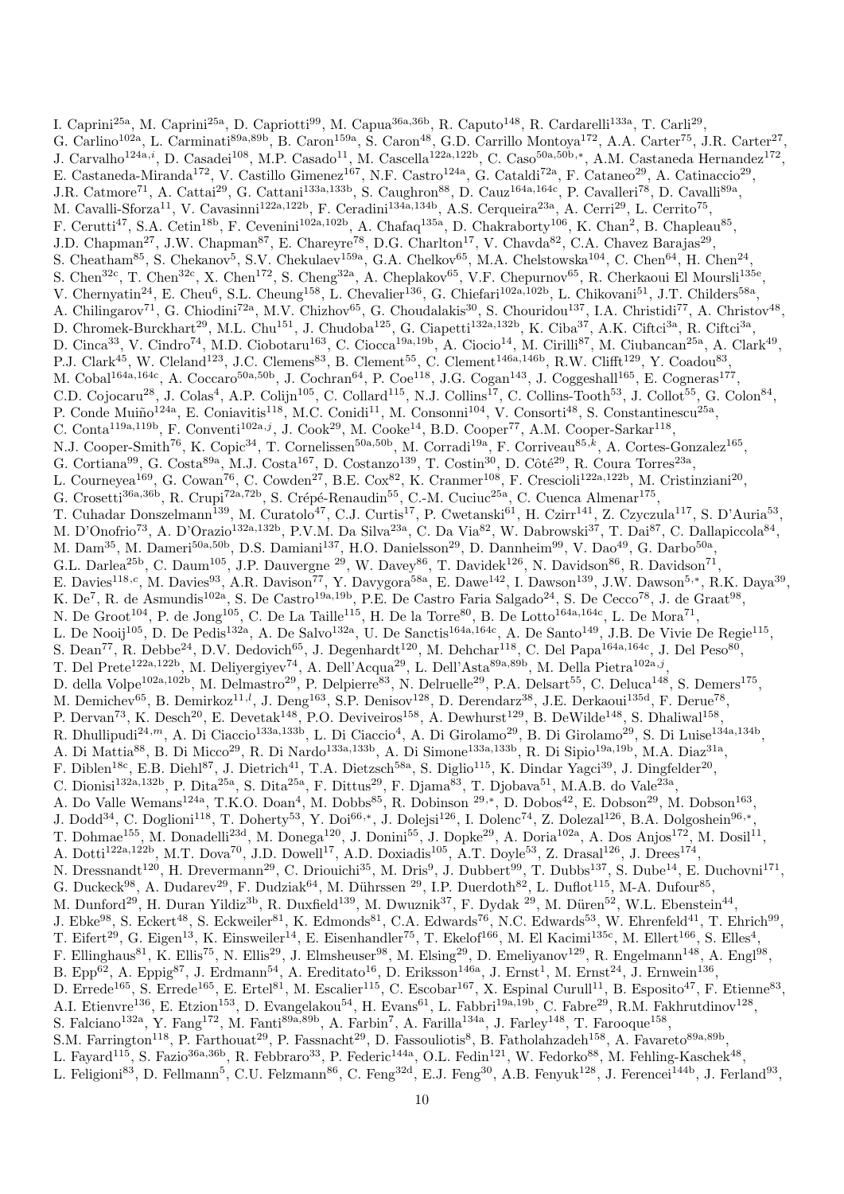I. Caprini[25a], M. Caprini[25a], D. Capriotti[99], M. Capua[36a,36b], R. Caputo[148], R. Cardarelli[133a], T. Carli[29], G. Carlino[102a], L. Carminati[89a,89b], B. Caron[159a], S. Caron[48], G.D. Carrillo Montoya[172], A.A. Carter[75], J.R. Carter[27], J. Carvalho[124a,i], D. Casadei[108], M.P. Casado[11], M. Cascella[122a,122b], C. Caso[50a,50b,*], A.M. Castaneda Hernandez[172], E. Castaneda-Miranda[172], V. Castillo Gimenez[167], N.F. Castro[124a], G. Cataldi[72a], F. Cataneo[29], A. Catinaccio[29], J.R. Catmore[71], A. Cattai[29], G. Cattani[133a,133b], S. Caughron[88], D. Cauz[164a,164c], P. Cavalleri[78], D. Cavalli[89a], M. Cavalli-Sforza[11], V. Cavasinni[122a,122b], F. Ceradini[134a,134b], A.S. Cerqueira[23a], A. Cerri[29], L. Cerrito[75], F. Cerutti[47], S.A. Cetin[18b], F. Cevenini[102a,102b], A. Chafaq[135a], D. Chakraborty[106], K. Chan[2], B. Chapleau[85], J.D. Chapman[27], J.W. Chapman[87], E. Chareyre[78], D.G. Charlton[17], V. Chavda[82], C.A. Chavez Barajas[29], S. Cheatham[85], S. Chekanov[5], S.V. Chekulaev[159a], G.A. Chelkov[65], M.A. Chelstowska[104], C. Chen[64], H. Chen[24], S. Chen[32c], T. Chen[32c], X. Chen[172], S. Cheng[32a], A. Cheplakov[65], V.F. Chepurnov[65], R. Cherkaoui El Moursli[135e], V. Chernyatin[24], E. Cheu[6], S.L. Cheung[158], L. Chevalier[136], G. Chiefari[102a,102b], L. Chikovani[51], J.T. Childers[58a], A. Chilingarov[71], G. Chiodini[72a], M.V. Chizhov[65], G. Choudalakis[30], S. Chouridou[137], I.A. Christidi[77], A. Christov[48], D. Chromek-Burckhart[29], M.L. Chu[151], J. Chudoba[125], G. Ciapetti[132a,132b], K. Ciba[37], A.K. Ciftci[3a], R. Ciftci[3a], D. Cinca[33], V. Cindro[74], M.D. Ciobotaru[163], C. Ciocca[19a,19b], A. Ciocio[14], M. Cirilli[87], M. Ciubancan[25a], A. Clark[49], P.J. Clark[45], W. Cleland[123], J.C. Clemens[83], B. Clement[55], C. Clement[146a,146b], R.W. Clifft[129], Y. Coadou[83], M. Cobal[164a,164c], A. Coccaro[50a,50b], J. Cochran[64], P. Coe[118], J.G. Cogan[143], J. Coggeshall[165], E. Cogneras[177], C.D. Cojocaru[28], J. Colas[4], A.P. Colijn[105], C. Collard[115], N.J. Collins[17], C. Collins-Tooth[53], J. Collot[55], G. Colon[84], P. Conde Muiño[124a], E. Coniavitis[118], M.C. Conidi[11], M. Consonni[104], V. Consorti[48], S. Constantinescu[25a], C. Conta[119a,119b], F. Conventi[102a,j], J. Cook[29], M. Cooke[14], B.D. Cooper[77], A.M. Cooper-Sarkar[118], N.J. Cooper-Smith[76], K. Copic[34], T. Cornelissen[50a,50b], M. Corradi[19a], F. Corriveau[85,k], A. Cortes-Gonzalez[165], G. Cortiana[99], G. Costa[89a], M.J. Costa[167], D. Costanzo[139], T. Costin[30], D. Côté[29], R. Coura Torres[23a], L. Courneyea[169], G. Cowan[76], C. Cowden[27], B.E. Cox[82], K. Cranmer[108], F. Crescioli[122a,122b], M. Cristinziani[20], G. Crosetti[36a,36b], R. Crupi[72a,72b], S. Crépé-Renaudin[55], C.-M. Cuciuc[25a], C. Cuenca Almenar[175], T. Cuhadar Donszelmann[139], M. Curatolo[47], C.J. Curtis[17], P. Cwetanski[61], H. Czirr[141], Z. Czyczula[117], S. D'Auria[53], M. D'Onofrio[73], A. D'Orazio[132a,132b], P.V.M. Da Silva[23a], C. Da Via[82], W. Dabrowski[37], T. Dai[87], C. Dallapiccola[84], M. Dam[35], M. Dameri[50a,50b], D.S. Damiani[137], H.O. Danielsson[29], D. Dannheim[99], V. Dao[49], G. Darbo[50a], G.L. Darlea[25b], C. Daum[105], J.P. Dauvergne [29], W. Davey[86], T. Davidek[126], N. Davidson[86], R. Davidson[71], E. Davies[118,c], M. Davies[93], A.R. Davison[77], Y. Davygora[58a], E. Dawe[142], I. Dawson[139], J.W. Dawson[5,*], R.K. Daya[39], K. De[7], R. de Asmundis[102a], S. De Castro[19a,19b], P.E. De Castro Faria Salgado[24], S. De Cecco[78], J. de Graat[98], N. De Groot[104], P. de Jong[105], C. De La Taille[115], H. De la Torre[80], B. De Lotto[164a,164c], L. De Mora[71], L. De Nooij[105], D. De Pedis[132a], A. De Salvo[132a], U. De Sanctis[164a,164c], A. De Santo[149], J.B. De Vivie De Regie[115], S. Dean[77], R. Debbe[24], D.V. Dedovich[65], J. Degenhardt[120], M. Dehchar[118], C. Del Papa[164a,164c], J. Del Peso[80], T. Del Prete[122a,122b], M. Deliyergiyev[74], A. Dell'Acqua[29], L. Dell'Asta[89a,89b], M. Della Pietra[102a,j], D. della Volpe[102a,102b], M. Delmastro[29], P. Delpierre[83], N. Delruelle[29], P.A. Delsart[55], C. Deluca[148], S. Demers[175], M. Demichev[65], B. Demirkoz[11,l], J. Deng[163], S.P. Denisov[128], D. Derendarz[38], J.E. Derkaoui[135d], F. Derue[78], P. Dervan[73], K. Desch[20], E. Devetak[148], P.O. Deviveiros[158], A. Dewhurst[129], B. DeWilde[148], S. Dhaliwal[158], R. Dhullipudi[24,m], A. Di Ciaccio[133a,133b], L. Di Ciaccio[4], A. Di Girolamo[29], B. Di Girolamo[29], S. Di Luise[134a,134b], A. Di Mattia[88], B. Di Micco[29], R. Di Nardo[133a,133b], A. Di Simone[133a,133b], R. Di Sipio[19a,19b], M.A. Diaz[31a], F. Diblen[18c], E.B. Diehl[87], J. Dietrich[41], T.A. Dietzsch[58a], S. Diglio[115], K. Dindar Yagci[39], J. Dingfelder[20], C. Dionisi[132a,132b], P. Dita[25a], S. Dita[25a], F. Dittus[29], F. Djama[83], T. Djobava[51], M.A.B. do Vale[23a], A. Do Valle Wemans[124a], T.K.O. Doan[4], M. Dobbs[85], R. Dobinson [29,*], D. Dobos[42], E. Dobson[29], M. Dobson[163], J. Dodd[34], C. Doglioni[118], T. Doherty[53], Y. Doi[66,*], J. Dolejsi[126], I. Dolenc[74], Z. Dolezal[126], B.A. Dolgoshein[96,*], T. Dohmae[155], M. Donadelli[23d], M. Donega[120], J. Donini[55], J. Dopke[29], A. Doria[102a], A. Dos Anjos[172], M. Dosil[11], A. Dotti[122a,122b], M.T. Dova[70], J.D. Dowell[17], A.D. Doxiadis[105], A.T. Doyle[53], Z. Drasal[126], J. Drees[174], N. Dressnandt[120], H. Drevermann[29], C. Driouichi[35], M. Dris[9], J. Dubbert[99], T. Dubbs[137], S. Dube[14], E. Duchovni[171], G. Duckeck[98], A. Dudarev[29], F. Dudziak[64], M. Dührssen [29], I.P. Duerdoth[82], L. Duflot[115], M-A. Dufour[85], M. Dunford[29], H. Duran Yildiz[3b], R. Duxfield[139], M. Dwuznik[37], F. Dydak [29], M. Düren[52], W.L. Ebenstein[44], J. Ebke[98], S. Eckert[48], S. Eckweiler[81], K. Edmonds[81], C.A. Edwards[76], N.C. Edwards[53], W. Ehrenfeld[41], T. Ehrich[99], T. Eifert[29], G. Eigen[13], K. Einsweiler[14], E. Eisenhandler[75], T. Ekelof[166], M. El Kacimi[135c], M. Ellert[166], S. Elles[4], F. Ellinghaus[81], K. Ellis[75], N. Ellis[29], J. Elmsheuser[98], M. Elsing[29], D. Emeliyanov[129], R. Engelmann[148], A. Engl[98], B. Epp[62], A. Eppig[87], J. Erdmann[54], A. Ereditato[16], D. Eriksson[146a], J. Ernst[1], M. Ernst[24], J. Ernwein[136], D. Errede[165], S. Errede[165], E. Ertel[81], M. Escalier[115], C. Escobar[167], X. Espinal Curull[11], B. Esposito[47], F. Etienne[83], A.I. Etienvre[136], E. Etzion[153], D. Evangelakou[54], H. Evans[61], L. Fabbri[19a,19b], C. Fabre[29], R.M. Fakhrutdinov[128], S. Falciano[132a], Y. Fang[172], M. Fanti[89a,89b], A. Farbin[7], A. Farilla[134a], J. Farley[148], T. Farooque[158], S.M. Farrington[118], P. Farthouat[29], P. Fassnacht[29], D. Fassouliotis[8], B. Fatholahzadeh[158], A. Favareto[89a,89b], L. Fayard[115], S. Fazio[36a,36b], R. Febbraro[33], P. Federic[144a], O.L. Fedin[121], W. Fedorko[88], M. Fehling-Kaschek[48], L. Feligioni[83], D. Fellmann[5], C.U. Felzmann[86], C. Feng[32d], E.J. Feng[30], A.B. Fenyuk[128], J. Ferencei[144b], J. Ferland[93],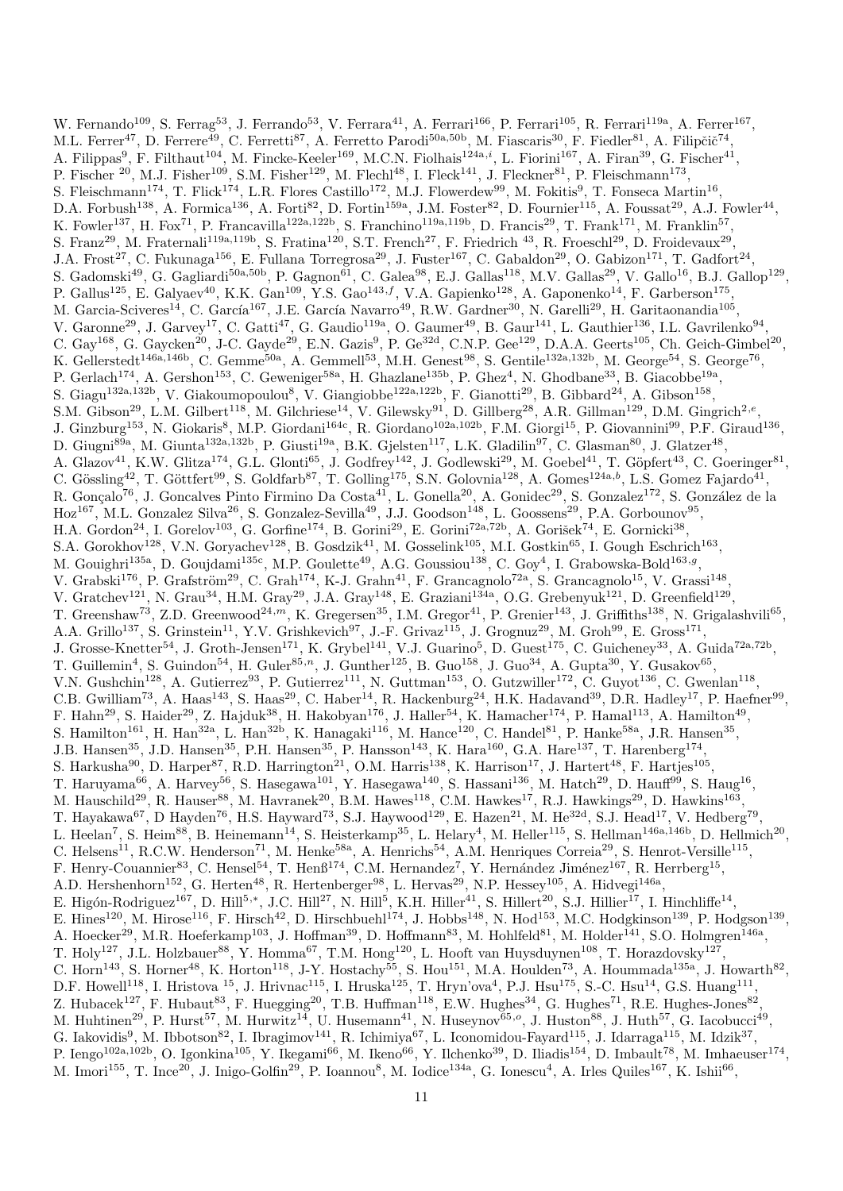W. Fernando[109], S. Ferrag[53], J. Ferrando[53], V. Ferrara[41], A. Ferrari[166], P. Ferrari[105], R. Ferrari[119a], A. Ferrer[167], M.L. Ferrer[47], D. Ferrere[49], C. Ferretti[87], A. Ferretto Parodi[50a,50b], M. Fiascaris[30], F. Fiedler[81], A. Filipčič[74], A. Filippas[9], F. Filthaut[104], M. Fincke-Keeler[169], M.C.N. Fiolhais[124a,i], L. Fiorini[167], A. Firan[39], G. Fischer[41], P. Fischer [20], M.J. Fisher[109], S.M. Fisher[129], M. Flechl[48], I. Fleck[141], J. Fleckner[81], P. Fleischmann[173], S. Fleischmann[174], T. Flick[174], L.R. Flores Castillo[172], M.J. Flowerdew[99], M. Fokitis[9], T. Fonseca Martin[16], D.A. Forbush[138], A. Formica[136], A. Forti[82], D. Fortin[159a], J.M. Foster[82], D. Fournier[115], A. Foussat[29], A.J. Fowler[44], K. Fowler[137], H. Fox[71], P. Francavilla[122a,122b], S. Franchino[119a,119b], D. Francis[29], T. Frank[171], M. Franklin[57], S. Franz[29], M. Fraternali[119a,119b], S. Fratina[120], S.T. French[27], F. Friedrich [43], R. Froeschl[29], D. Froidevaux[29], J.A. Frost[27], C. Fukunaga[156], E. Fullana Torregrosa[29], J. Fuster[167], C. Gabaldon[29], O. Gabizon[171], T. Gadfort[24], S. Gadomski[49], G. Gagliardi[50a,50b], P. Gagnon[61], C. Galea[98], E.J. Gallas[118], M.V. Gallas[29], V. Gallo[16], B.J. Gallop[129], P. Gallus[125], E. Galyaev[40], K.K. Gan[109], Y.S. Gao[143,f], V.A. Gapienko[128], A. Gaponenko[14], F. Garberson[175], M. Garcia-Sciveres[14], C. García[167], J.E. García Navarro[49], R.W. Gardner[30], N. Garelli[29], H. Garitaonandia[105], V. Garonne[29], J. Garvey[17], C. Gatti[47], G. Gaudio[119a], O. Gaumer[49], B. Gaur[141], L. Gauthier[136], I.L. Gavrilenko[94], C. Gay[168], G. Gaycken[20], J-C. Gayde[29], E.N. Gazis[9], P. Ge[32d], C.N.P. Gee[129], D.A.A. Geerts[105], Ch. Geich-Gimbel[20], K. Gellerstedt[146a,146b], C. Gemme[50a], A. Gemmell[53], M.H. Genest[98], S. Gentile[132a,132b], M. George[54], S. George[76], P. Gerlach[174], A. Gershon[153], C. Geweniger[58a], H. Ghazlane[135b], P. Ghez[4], N. Ghodbane[33], B. Giacobbe[19a], S. Giagu[132a,132b], V. Giakoumopoulou[8], V. Giangiobbe[122a,122b], F. Gianotti[29], B. Gibbard[24], A. Gibson[158], S.M. Gibson[29], L.M. Gilbert[118], M. Gilchriese[14], V. Gilewsky[91], D. Gillberg[28], A.R. Gillman[129], D.M. Gingrich[2,e], J. Ginzburg[153], N. Giokaris[8], M.P. Giordani[164c], R. Giordano[102a,102b], F.M. Giorgi[15], P. Giovannini[99], P.F. Giraud[136], D. Giugni[89a], M. Giunta[132a,132b], P. Giusti[19a], B.K. Gjelsten[117], L.K. Gladilin[97], C. Glasman[80], J. Glatzer[48], A. Glazov[41], K.W. Glitza[174], G.L. Glonti[65], J. Godfrey[142], J. Godlewski[29], M. Goebel[41], T. Göpfert[43], C. Goeringer[81], C. Gössling[42], T. Göttfert[99], S. Goldfarb[87], T. Golling[175], S.N. Golovnia[128], A. Gomes[124a,b], L.S. Gomez Fajardo[41], R. Gonçalo[76], J. Goncalves Pinto Firmino Da Costa[41], L. Gonella[20], A. Gonidec[29], S. Gonzalez[172], S. González de la Hoz[167], M.L. Gonzalez Silva[26], S. Gonzalez-Sevilla[49], J.J. Goodson[148], L. Goossens[29], P.A. Gorbounov[95], H.A. Gordon[24], I. Gorelov[103], G. Gorfine[174], B. Gorini[29], E. Gorini[72a,72b], A. Gorišek[74], E. Gornicki[38], S.A. Gorokhov[128], V.N. Goryachev[128], B. Gosdzik[41], M. Gosselink[105], M.I. Gostkin[65], I. Gough Eschrich[163], M. Gouighri[135a], D. Goujdami[135c], M.P. Goulette[49], A.G. Goussiou[138], C. Goy[4], I. Grabowska-Bold[163,g], V. Grabski[176], P. Grafström[29], C. Grah[174], K-J. Grahn[41], F. Grancagnolo[72a], S. Grancagnolo[15], V. Grassi[148], V. Gratchev[121], N. Grau[34], H.M. Gray[29], J.A. Gray[148], E. Graziani[134a], O.G. Grebenyuk[121], D. Greenfield[129], T. Greenshaw[73], Z.D. Greenwood[24,m], K. Gregersen[35], I.M. Gregor[41], P. Grenier[143], J. Griffiths[138], N. Grigalashvili[65], A.A. Grillo[137], S. Grinstein[11], Y.V. Grishkevich[97], J.-F. Grivaz[115], J. Grognuz[29], M. Groh[99], E. Gross[171], J. Grosse-Knetter[54], J. Groth-Jensen[171], K. Grybel[141], V.J. Guarino[5], D. Guest[175], C. Guicheney[33], A. Guida[72a,72b], T. Guillemin[4], S. Guindon[54], H. Guler[85,n], J. Gunther[125], B. Guo[158], J. Guo[34], A. Gupta[30], Y. Gusakov[65], V.N. Gushchin[128], A. Gutierrez[93], P. Gutierrez[111], N. Guttman[153], O. Gutzwiller[172], C. Guyot[136], C. Gwenlan[118], C.B. Gwilliam[73], A. Haas[143], S. Haas[29], C. Haber[14], R. Hackenburg[24], H.K. Hadavand[39], D.R. Hadley[17], P. Haefner[99], F. Hahn[29], S. Haider[29], Z. Hajduk[38], H. Hakobyan[176], J. Haller[54], K. Hamacher[174], P. Hamal[113], A. Hamilton[49], S. Hamilton[161], H. Han[32a], L. Han[32b], K. Hanagaki[116], M. Hance[120], C. Handel[81], P. Hanke[58a], J.R. Hansen[35], J.B. Hansen[35], J.D. Hansen[35], P.H. Hansen[35], P. Hansson[143], K. Hara[160], G.A. Hare[137], T. Harenberg[174], S. Harkusha[90], D. Harper[87], R.D. Harrington[21], O.M. Harris[138], K. Harrison[17], J. Hartert[48], F. Hartjes[105], T. Haruyama[66], A. Harvey[56], S. Hasegawa[101], Y. Hasegawa[140], S. Hassani[136], M. Hatch[29], D. Hauff[99], S. Haug[16], M. Hauschild[29], R. Hauser[88], M. Havranek[20], B.M. Hawes[118], C.M. Hawkes[17], R.J. Hawkings[29], D. Hawkins[163], T. Hayakawa[67], D Hayden[76], H.S. Hayward[73], S.J. Haywood[129], E. Hazen[21], M. He[32d], S.J. Head[17], V. Hedberg[79], L. Heelan[7], S. Heim[88], B. Heinemann[14], S. Heisterkamp[35], L. Helary[4], M. Heller[115], S. Hellman[146a,146b], D. Hellmich[20], C. Helsens[11], R.C.W. Henderson[71], M. Henke[58a], A. Henrichs[54], A.M. Henriques Correia[29], S. Henrot-Versille[115], F. Henry-Couannier[83], C. Hensel[54], T. Henß[174], C.M. Hernandez[7], Y. Hernández Jiménez[167], R. Herrberg[15], A.D. Hershenhorn[152], G. Herten[48], R. Hertenberger[98], L. Hervas[29], N.P. Hessey[105], A. Hidvegi[146a], E. Higón-Rodriguez[167], D. Hill[5,*], J.C. Hill[27], N. Hill[5], K.H. Hiller[41], S. Hillert[20], S.J. Hillier[17], I. Hinchliffe[14], E. Hines[120], M. Hirose[116], F. Hirsch[42], D. Hirschbuehl[174], J. Hobbs[148], N. Hod[153], M.C. Hodgkinson[139], P. Hodgson[139], A. Hoecker[29], M.R. Hoeferkamp[103], J. Hoffman[39], D. Hoffmann[83], M. Hohlfeld[81], M. Holder[141], S.O. Holmgren[146a], T. Holy[127], J.L. Holzbauer[88], Y. Homma[67], T.M. Hong[120], L. Hooft van Huysduynen[108], T. Horazdovsky[127], C. Horn[143], S. Horner[48], K. Horton[118], J-Y. Hostachy[55], S. Hou[151], M.A. Houlden[73], A. Hoummada[135a], J. Howarth[82], D.F. Howell[118], I. Hristova [15], J. Hrivnac[115], I. Hruska[125], T. Hryn'ova[4], P.J. Hsu[175], S.-C. Hsu[14], G.S. Huang[111], Z. Hubacek[127], F. Hubaut[83], F. Huegging[20], T.B. Huffman[118], E.W. Hughes[34], G. Hughes[71], R.E. Hughes-Jones[82], M. Huhtinen[29], P. Hurst[57], M. Hurwitz[14], U. Husemann[41], N. Huseynov[65,o], J. Huston[88], J. Huth[57], G. Iacobucci[49], G. Iakovidis[9], M. Ibbotson[82], I. Ibragimov[141], R. Ichimiya[67], L. Iconomidou-Fayard[115], J. Idarraga[115], M. Idzik[37], P. Iengo[102a,102b], O. Igonkina[105], Y. Ikegami[66], M. Ikeno[66], Y. Ilchenko[39], D. Iliadis[154], D. Imbault[78], M. Imhaeuser[174], M. Imori[155], T. Ince[20], J. Inigo-Golfin[29], P. Ioannou[8], M. Iodice[134a], G. Ionescu[4], A. Irles Quiles[167], K. Ishii[66],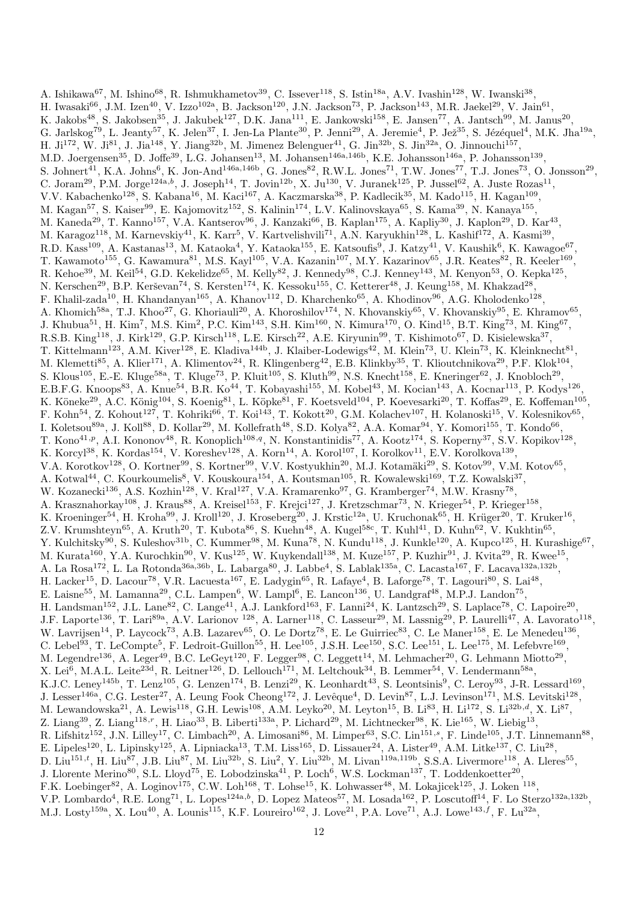A. Ishikawa[67], M. Ishino[68], R. Ishmukhametov[39], C. Issever[118], S. Istin[18a], A.V. Ivashin[128], W. Iwanski[38], H. Iwasaki[66], J.M. Izen[40], V. Izzo[102a], B. Jackson[120], J.N. Jackson[73], P. Jackson[143], M.R. Jaekel[29], V. Jain[61], K. Jakobs[48], S. Jakobsen[35], J. Jakubek[127], D.K. Jana[111], E. Jankowski[158], E. Jansen[77], A. Jantsch[99], M. Janus[20], G. Jarlskog[79], L. Jeanty[57], K. Jelen[37], I. Jen-La Plante[30], P. Jenni[29], A. Jeremie[4], P. Jež[35], S. Jézéquel[4], M.K. Jha[19a], H. Ji[172], W. Ji[81], J. Jia[148], Y. Jiang[32b], M. Jimenez Belenguer[41], G. Jin[32b], S. Jin[32a], O. Jinnouchi[157], M.D. Joergensen[35], D. Joffe[39], L.G. Johansen[13], M. Johansen[146a,146b], K.E. Johansson[146a], P. Johansson[139], S. Johnert[41], K.A. Johns[6], K. Jon-And[146a,146b], G. Jones[82], R.W.L. Jones[71], T.W. Jones[77], T.J. Jones[73], O. Jonsson[29], C. Joram[29], P.M. Jorge[124a,b], J. Joseph[14], T. Jovin[12b], X. Ju[130], V. Juranek[125], P. Jussel[62], A. Juste Rozas[11], V.V. Kabachenko[128], S. Kabana[16], M. Kaci[167], A. Kaczmarska[38], P. Kadlecik[35], M. Kado[115], H. Kagan[109], M. Kagan[57], S. Kaiser[99], E. Kajomovitz[152], S. Kalinin[174], L.V. Kalinovskaya[65], S. Kama[39], N. Kanaya[155], M. Kaneda[29], T. Kanno[157], V.A. Kantserov[96], J. Kanzaki[66], B. Kaplan[175], A. Kapliy[30], J. Kaplon[29], D. Kar[43], M. Karagoz[118], M. Karnevskiy[41], K. Karr[5], V. Kartvelishvili[71], A.N. Karyukhin[128], L. Kashif[172], A. Kasmi[39], R.D. Kass[109], A. Kastanas[13], M. Kataoka[4], Y. Kataoka[155], E. Katsoufis[9], J. Katzy[41], V. Kaushik[6], K. Kawagoe[67], T. Kawamoto[155], G. Kawamura[81], M.S. Kayl[105], V.A. Kazanin[107], M.Y. Kazarinov[65], J.R. Keates[82], R. Keeler[169], R. Kehoe[39], M. Keil[54], G.D. Kekelidze[65], M. Kelly[82], J. Kennedy[98], C.J. Kenney[143], M. Kenyon[53], O. Kepka[125], N. Kerschen[29], B.P. Kerševan[74], S. Kersten[174], K. Kessoku[155], C. Ketterer[48], J. Keung[158], M. Khakzad[28], F. Khalil-zada[10], H. Khandanyan[165], A. Khanov[112], D. Kharchenko[65], A. Khodinov[96], A.G. Kholodenko[128], A. Khomich[58a], T.J. Khoo[27], G. Khoriauli[20], A. Khoroshilov[174], N. Khovanskiy[65], V. Khovanskiy[95], E. Khramov[65], J. Khubua[51], H. Kim[7], M.S. Kim[2], P.C. Kim[143], S.H. Kim[160], N. Kimura[170], O. Kind[15], B.T. King[73], M. King[67], R.S.B. King[118], J. Kirk[129], G.P. Kirsch[118], L.E. Kirsch[22], A.E. Kiryunin[99], T. Kishimoto[67], D. Kisielewska[37], T. Kittelmann[123], A.M. Kiver[128], E. Kladiva[144b], J. Klaiber-Lodewigs[42], M. Klein[73], U. Klein[73], K. Kleinknecht[81], M. Klemetti[85], A. Klier[171], A. Klimentov[24], R. Klingenberg[42], E.B. Klinkby[35], T. Klioutchnikova[29], P.F. Klok[104], S. Klous[105], E.-E. Kluge[58a], T. Kluge[73], P. Kluit[105], S. Kluth[99], N.S. Knecht[158], E. Kneringer[62], J. Knobloch[29], E.B.F.G. Knoops[83], A. Knue[54], B.R. Ko[44], T. Kobayashi[155], M. Kobel[43], M. Kocian[143], A. Kocnar[113], P. Kodys[126], K. Köneke[29], A.C. König[104], S. Koenig[81], L. Köpke[81], F. Koetsveld[104], P. Koevesarki[20], T. Koffas[29], E. Koffeman[105], F. Kohn[54], Z. Kohout[127], T. Kohriki[66], T. Koi[143], T. Kokott[20], G.M. Kolachev[107], H. Kolanoski[15], V. Kolesnikov[65], I. Koletsou[89a], J. Koll[88], D. Kollar[29], M. Kollefrath[48], S.D. Kolya[82], A.A. Komar[94], Y. Komori[155], T. Kondo[66], T. Kono[41,p], A.I. Kononov[48], R. Konoplich[108,q], N. Konstantinidis[77], A. Kootz[174], S. Koperny[37], S.V. Kopikov[128], K. Korcyl[38], K. Kordas[154], V. Koreshev[128], A. Korn[14], A. Korol[107], I. Korolkov[11], E.V. Korolkova[139], V.A. Korotkov[128], O. Kortner[99], S. Kortner[99], V.V. Kostyukhin[20], M.J. Kotamäki[29], S. Kotov[99], V.M. Kotov[65], A. Kotwal[44], C. Kourkoumelis[8], V. Kouskoura[154], A. Koutsman[105], R. Kowalewski[169], T.Z. Kowalski[37], W. Kozanecki[136], A.S. Kozhin[128], V. Kral[127], V.A. Kramarenko[97], G. Kramberger[74], M.W. Krasny[78], A. Krasznahorkay[108], J. Kraus[88], A. Kreisel[153], F. Krejci[127], J. Kretzschmar[73], N. Krieger[54], P. Krieger[158], K. Kroeninger[54], H. Kroha[99], J. Kroll[120], J. Kroseberg[20], J. Krstic[12a], U. Kruchonak[65], H. Krüger[20], T. Kruker[16], Z.V. Krumshteyn[65], A. Kruth[20], T. Kubota[86], S. Kuehn[48], A. Kugel[58c], T. Kuhl[41], D. Kuhn[62], V. Kukhtin[65], Y. Kulchitsky[90], S. Kuleshov[31b], C. Kummer[98], M. Kuna[78], N. Kundu[118], J. Kunkle[120], A. Kupco[125], H. Kurashige[67], M. Kurata[160], Y.A. Kurochkin[90], V. Kus[125], W. Kuykendall[138], M. Kuze[157], P. Kuzhir[91], J. Kvita[29], R. Kwee[15], A. La Rosa[172], L. La Rotonda[36a,36b], L. Labarga[80], J. Labbe[4], S. Lablak[135a], C. Lacasta[167], F. Lacava[132a,132b], H. Lacker[15], D. Lacour[78], V.R. Lacuesta[167], E. Ladygin[65], R. Lafaye[4], B. Laforge[78], T. Lagouri[80], S. Lai[48], E. Laisne[55], M. Lamanna[29], C.L. Lampen[6], W. Lampl[6], E. Lancon[136], U. Landgraf[48], M.P.J. Landon[75], H. Landsman[152], J.L. Lane[82], C. Lange[41], A.J. Lankford[163], F. Lanni[24], K. Lantzsch[29], S. Laplace[78], C. Lapoire[20], J.F. Laporte[136], T. Lari[89a], A.V. Larionov [128], A. Larner[118], C. Lasseur[29], M. Lassnig[29], P. Laurelli[47], A. Lavorato[118], W. Lavrijsen[14], P. Laycock[73], A.B. Lazarev[65], O. Le Dortz[78], E. Le Guirriec[83], C. Le Maner[158], E. Le Menedeu[136], C. Lebel[93], T. LeCompte[5], F. Ledroit-Guillon[55], H. Lee[105], J.S.H. Lee[150], S.C. Lee[151], L. Lee[175], M. Lefebvre[169], M. Legendre[136], A. Leger[49], B.C. LeGeyt[120], F. Legger[98], C. Leggett[14], M. Lehmacher[20], G. Lehmann Miotto[29], X. Lei[6], M.A.L. Leite[23d], R. Leitner[126], D. Lellouch[171], M. Leltchouk[34], B. Lemmer[54], V. Lendermann[58a], K.J.C. Leney[145b], T. Lenz[105], G. Lenzen[174], B. Lenzi[29], K. Leonhardt[43], S. Leontsinis[9], C. Leroy[93], J-R. Lessard[169], J. Lesser[146a], C.G. Lester[27], A. Leung Fook Cheong[172], J. Levêque[4], D. Levin[87], L.J. Levinson[171], M.S. Levitski[128], M. Lewandowska[21], A. Lewis[118], G.H. Lewis[108], A.M. Leyko[20], M. Leyton[15], B. Li[83], H. Li[172], S. Li[32b,d], X. Li[87], Z. Liang[39], Z. Liang[118,r], H. Liao[33], B. Liberti[133a], P. Lichard[29], M. Lichtnecker[98], K. Lie[165], W. Liebig[13], R. Lifshitz[152], J.N. Lilley[17], C. Limbach[20], A. Limosani[86], M. Limper[63], S.C. Lin[151,s], F. Linde[105], J.T. Linnemann[88], E. Lipeles[120], L. Lipinsky[125], A. Lipniacka[13], T.M. Liss[165], D. Lissauer[24], A. Lister[49], A.M. Litke[137], C. Liu[28], D. Liu[151,t], H. Liu[87], J.B. Liu[87], M. Liu[32b], S. Liu[2], Y. Liu[32b], M. Livan[119a,119b], S.S.A. Livermore[118], A. Lleres[55], J. Llorente Merino[80], S.L. Lloyd[75], E. Lobodzinska[41], P. Loch[6], W.S. Lockman[137], T. Loddenkoetter[20], F.K. Loebinger[82], A. Loginov[175], C.W. Loh[168], T. Lohse[15], K. Lohwasser[48], M. Lokajicek[125], J. Loken [118], V.P. Lombardo[4], R.E. Long[71], L. Lopes[124a,b], D. Lopez Mateos[57], M. Losada[162], P. Loscutoff[14], F. Lo Sterzo[132a,132b], M.J. Losty[159a], X. Lou[40], A. Lounis[115], K.F. Loureiro[162], J. Love[21], P.A. Love[71], A.J. Lowe[143,f], F. Lu[32a],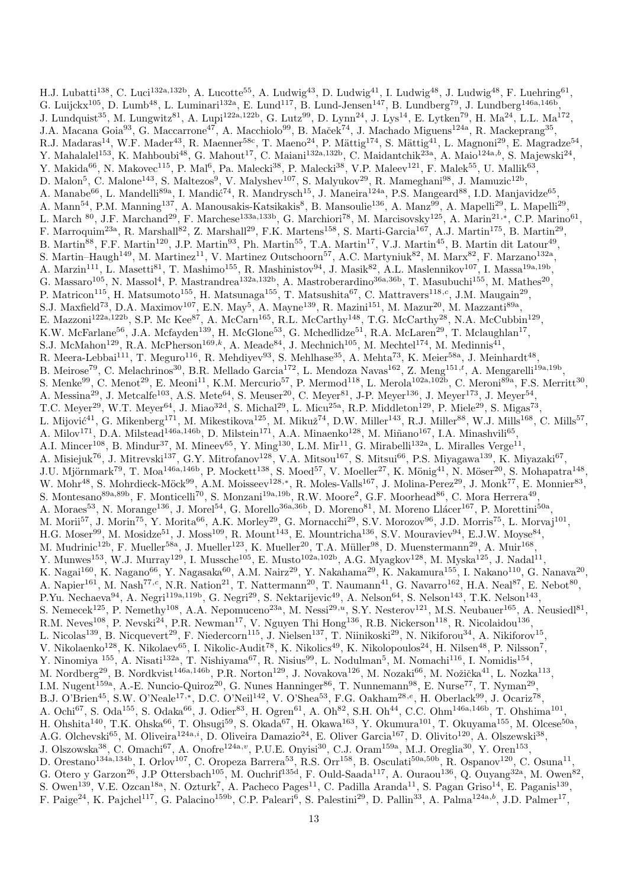H.J. Lubatti[138], C. Luci[132a,132b], A. Lucotte[55], A. Ludwig[43], D. Ludwig[41], I. Ludwig[48], J. Ludwig[48], F. Luehring[61], G. Luijckx[105], D. Lumb[48], L. Luminari[132a], E. Lund[117], B. Lund-Jensen[147], B. Lundberg[79], J. Lundberg[146a,146b], J. Lundquist[35], M. Lungwitz[81], A. Lupi[122a,122b], G. Lutz[99], D. Lynn[24], J. Lys[14], E. Lytken[79], H. Ma[24], L.L. Ma[172], J.A. Macana Goia[93], G. Maccarrone[47], A. Macchiolo[99], B. Maček[74], J. Machado Miguens[124a], R. Mackeprang[35], R.J. Madaras[14], W.F. Mader[43], R. Maenner[58c], T. Maeno[24], P. Mättig[174], S. Mättig[41], L. Magnoni[29], E. Magradze[54], Y. Mahalalel[153], K. Mahboubi[48], G. Mahout[17], C. Maiani[132a,132b], C. Maidantchik[23a], A. Maio[124a,b], S. Majewski[24], Y. Makida[66], N. Makovec[115], P. Mal[6], Pa. Malecki[38], P. Malecki[38], V.P. Maleev[121], F. Malek[55], U. Mallik[63], D. Malon[5], C. Malone[143], S. Maltezos[9], V. Malyshev[107], S. Malyukov[29], R. Mameghani[98], J. Mamuzic[12b], A. Manabe[66], L. Mandelli[89a], I. Mandić[74], R. Mandrysch[15], J. Maneira[124a], P.S. Mangeard[88], I.D. Manjavidze[65], A. Mann[54], P.M. Manning[137], A. Manousakis-Katsikakis[8], B. Mansoulie[136], A. Manz[99], A. Mapelli[29], L. Mapelli[29], L. March [80], J.F. Marchand[29], F. Marchese[133a,133b], G. Marchiori[78], M. Marcisovsky[125], A. Marin[21,*], C.P. Marino[61], F. Marroquim[23a], R. Marshall[82], Z. Marshall[29], F.K. Martens[158], S. Marti-Garcia[167], A.J. Martin[175], B. Martin[29], B. Martin[88], F.F. Martin[120], J.P. Martin[93], Ph. Martin[55], T.A. Martin[17], V.J. Martin[45], B. Martin dit Latour[49], S. Martin–Haugh[149], M. Martinez[11], V. Martinez Outschoorn[57], A.C. Martyniuk[82], M. Marx[82], F. Marzano[132a], A. Marzin[111], L. Masetti[81], T. Mashimo[155], R. Mashinistov[94], J. Masik[82], A.L. Maslennikov[107], I. Massa[19a,19b], G. Massaro[105], N. Massol[4], P. Mastrandrea[132a,132b], A. Mastroberardino[36a,36b], T. Masubuchi[155], M. Mathes[20], P. Matricon[115], H. Matsumoto[155], H. Matsunaga[155], T. Matsushita[67], C. Mattravers[118,c], J.M. Maugain[29], S.J. Maxfield[73], D.A. Maximov[107], E.N. May[5], A. Mayne[139], R. Mazini[151], M. Mazur[20], M. Mazzanti[89a], E. Mazzoni[122a,122b], S.P. Mc Kee[87], A. McCarn[165], R.L. McCarthy[148], T.G. McCarthy[28], N.A. McCubbin[129], K.W. McFarlane[56], J.A. Mcfayden[139], H. McGlone[53], G. Mchedlidze[51], R.A. McLaren[29], T. Mclaughlan[17], S.J. McMahon[129], R.A. McPherson[169,k], A. Meade[84], J. Mechnich[105], M. Mechtel[174], M. Medinnis[41], R. Meera-Lebbai[111], T. Meguro[116], R. Mehdiyev[93], S. Mehlhase[35], A. Mehta[73], K. Meier[58a], J. Meinhardt[48], B. Meirose[79], C. Melachrinos[30], B.R. Mellado Garcia[172], L. Mendoza Navas[162], Z. Meng[151,t], A. Mengarelli[19a,19b], S. Menke[99], C. Menot[29], E. Meoni[11], K.M. Mercurio[57], P. Mermod[118], L. Merola[102a,102b], C. Meroni[89a], F.S. Merritt[30], A. Messina[29], J. Metcalfe[103], A.S. Mete[64], S. Meuser[20], C. Meyer[81], J-P. Meyer[136], J. Meyer[173], J. Meyer[54], T.C. Meyer[29], W.T. Meyer[64], J. Miao[32d], S. Michal[29], L. Micu[25a], R.P. Middleton[129], P. Miele[29], S. Migas[73], L. Mijović[41], G. Mikenberg[171], M. Mikestikova[125], M. Mikuž[74], D.W. Miller[143], R.J. Miller[88], W.J. Mills[168], C. Mills[57], A. Milov[171], D.A. Milstead[146a,146b], D. Milstein[171], A.A. Minaenko[128], M. Miñano[167], I.A. Minashvili[65], A.I. Mincer[108], B. Mindur[37], M. Mineev[65], Y. Ming[130], L.M. Mir[11], G. Mirabelli[132a], L. Miralles Verge[11], A. Misiejuk[76], J. Mitrevski[137], G.Y. Mitrofanov[128], V.A. Mitsou[167], S. Mitsui[66], P.S. Miyagawa[139], K. Miyazaki[67], J.U. Mjörnmark[79], T. Moa[146a,146b], P. Mockett[138], S. Moed[57], V. Moeller[27], K. Mönig[41], N. Möser[20], S. Mohapatra[148], W. Mohr[48], S. Mohrdieck-Möck[99], A.M. Moisseev[128,*], R. Moles-Valls[167], J. Molina-Perez[29], J. Monk[77], E. Monnier[83], S. Montesano[89a,89b], F. Monticelli[70], S. Monzani[19a,19b], R.W. Moore[2], G.F. Moorhead[86], C. Mora Herrera[49], A. Moraes[53], N. Morange[136], J. Morel[54], G. Morello[36a,36b], D. Moreno[81], M. Moreno Llácer[167], P. Morettini[50a], M. Morii[57], J. Morin[75], Y. Morita[66], A.K. Morley[29], G. Mornacchi[29], S.V. Morozov[96], J.D. Morris[75], L. Morvaj[101], H.G. Moser[99], M. Mosidze[51], J. Moss[109], R. Mount[143], E. Mountricha[136], S.V. Mouraviev[94], E.J.W. Moyse[84], M. Mudrinic[12b], F. Mueller[58a], J. Mueller[123], K. Mueller[20], T.A. Müller[98], D. Muenstermann[29], A. Muir[168], Y. Munwes[153], W.J. Murray[129], I. Mussche[105], E. Musto[102a,102b], A.G. Myagkov[128], M. Myska[125], J. Nadal[11], K. Nagai[160], K. Nagano[66], Y. Nagasaka[60], A.M. Nairz[29], Y. Nakahama[29], K. Nakamura[155], I. Nakano[110], G. Nanava[20], A. Napier[161], M. Nash[77,c], N.R. Nation[21], T. Nattermann[20], T. Naumann[41], G. Navarro[162], H.A. Neal[87], E. Nebot[80], P.Yu. Nechaeva[94], A. Negri[119a,119b], G. Negri[29], S. Nektarijevic[49], A. Nelson[64], S. Nelson[143], T.K. Nelson[143], S. Nemecek[125], P. Nemethy[108], A.A. Nepomuceno[23a], M. Nessi[29,u], S.Y. Nesterov[121], M.S. Neubauer[165], A. Neusiedl[81], R.M. Neves[108], P. Nevski[24], P.R. Newman[17], V. Nguyen Thi Hong[136], R.B. Nickerson[118], R. Nicolaidou[136], L. Nicolas[139], B. Nicquevert[29], F. Niedercorn[115], J. Nielsen[137], T. Niinikoski[29], N. Nikiforou[34], A. Nikiforov[15], V. Nikolaenko[128], K. Nikolaev[65], I. Nikolic-Audit[78], K. Nikolics[49], K. Nikolopoulos[24], H. Nilsen[48], P. Nilsson[7], Y. Ninomiya [155], A. Nisati[132a], T. Nishiyama[67], R. Nisius[99], L. Nodulman[5], M. Nomachi[116], I. Nomidis[154], M. Nordberg[29], B. Nordkvist[146a,146b], P.R. Norton[129], J. Novakova[126], M. Nozaki[66], M. Nožička[41], L. Nozka[113], I.M. Nugent[159a], A.-E. Nuncio-Quiroz[20], G. Nunes Hanninger[86], T. Nunnemann[98], E. Nurse[77], T. Nyman[29], B.J. O'Brien[45], S.W. O'Neale[17,*], D.C. O'Neil[142], V. O'Shea[53], F.G. Oakham[28,e], H. Oberlack[99], J. Ocariz[78], A. Ochi[67], S. Oda[155], S. Odaka[66], J. Odier[83], H. Ogren[61], A. Oh[82], S.H. Oh[44], C.C. Ohm[146a,146b], T. Ohshima[101], H. Ohshita[140], T.K. Ohska[66], T. Ohsugi[59], S. Okada[67], H. Okawa[163], Y. Okumura[101], T. Okuyama[155], M. Olcese[50a], A.G. Olchevski[65], M. Oliveira[124a,i], D. Oliveira Damazio[24], E. Oliver Garcia[167], D. Olivito[120], A. Olszewski[38], J. Olszowska[38], C. Omachi[67], A. Onofre[124a,v], P.U.E. Onyisi[30], C.J. Oram[159a], M.J. Oreglia[30], Y. Oren[153], D. Orestano[134a,134b], I. Orlov[107], C. Oropeza Barrera[53], R.S. Orr[158], B. Osculati[50a,50b], R. Ospanov[120], C. Osuna[11], G. Otero y Garzon[26], J.P Ottersbach[105], M. Ouchrif[135d], F. Ould-Saada[117], A. Ouraou[136], Q. Ouyang[32a], M. Owen[82], S. Owen[139], V.E. Ozcan[18a], N. Ozturk[7], A. Pacheco Pages[11], C. Padilla Aranda[11], S. Pagan Griso[14], E. Paganis[139], F. Paige[24], K. Pajchel[117], G. Palacino[159b], C.P. Paleari[6], S. Palestini[29], D. Pallin[33], A. Palma[124a,b], J.D. Palmer[17],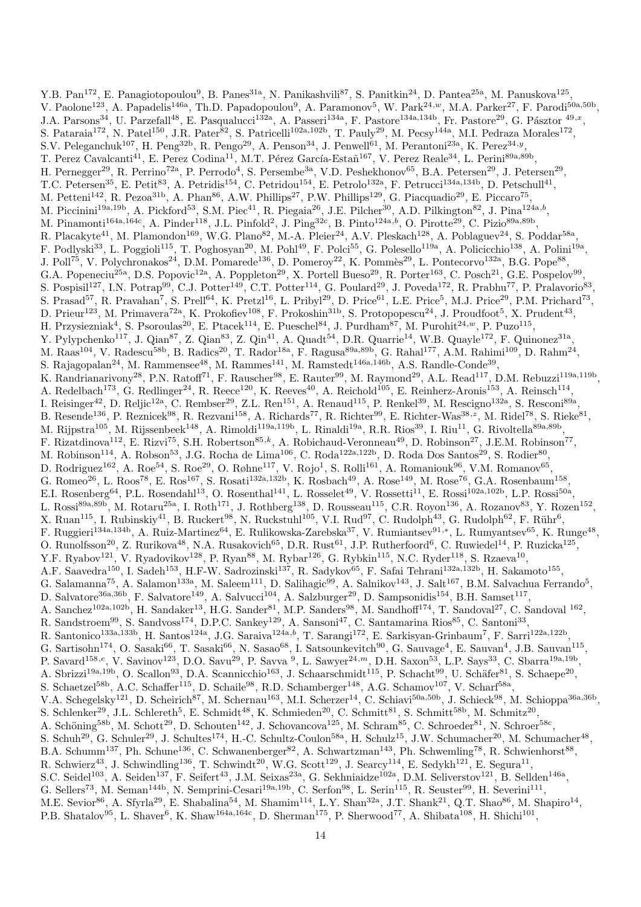Y.B. Pan[172], E. Panagiotopoulou[9], B. Panes[31a], N. Panikashvili[87], S. Panitkin[24], D. Pantea[25a], M. Panuskova[125], V. Paolone[123], A. Papadelis[146a], Th.D. Papadopoulou[9], A. Paramonov[5], W. Park[24,w], M.A. Parker[27], F. Parodi[50a,50b], J.A. Parsons[34], U. Parzefall[48], E. Pasqualucci[132a], A. Passeri[134a], F. Pastore[134a,134b], Fr. Pastore[29], G. Pásztor [49,x], S. Pataraia[172], N. Patel[150], J.R. Pater[82], S. Patricelli[102a,102b], T. Pauly[29], M. Pecsy[144a], M.I. Pedraza Morales[172], S.V. Peleganchuk[107], H. Peng[32b], R. Pengo[29], A. Penson[34], J. Penwell[61], M. Perantoni[23a], K. Perez[34,y], T. Perez Cavalcanti[41], E. Perez Codina[11], M.T. Pérez García-Estañ[167], V. Perez Reale[34], L. Perini[89a,89b], H. Pernegger[29], R. Perrino[72a], P. Perrodo[4], S. Persembe[3a], V.D. Peshekhonov[65], B.A. Petersen[29], J. Petersen[29], T.C. Petersen[35], E. Petit[83], A. Petridis[154], C. Petridou[154], E. Petrolo[132a], F. Petrucci[134a,134b], D. Petschull[41], M. Petteni[142], R. Pezoa[31b], A. Phan[86], A.W. Phillips[27], P.W. Phillips[129], G. Piacquadio[29], E. Piccaro[75], M. Piccinini[19a,19b], A. Pickford[53], S.M. Piec[41], R. Piegaia[26], J.E. Pilcher[30], A.D. Pilkington[82], J. Pina[124a,b], M. Pinamonti[164a,164c], A. Pinder[118], J.L. Pinfold[2], J. Ping[32c], B. Pinto[124a,b], O. Pirotte[29], C. Pizio[89a,89b], R. Placakyte[41], M. Plamondon[169], W.G. Plano[82], M.-A. Pleier[24], A.V. Pleskach[128], A. Poblaguev[24], S. Poddar[58a], F. Podlyski[33], L. Poggioli[115], T. Poghosyan[20], M. Pohl[49], F. Polci[55], G. Polesello[119a], A. Policicchio[138], A. Polini[19a], J. Poll[75], V. Polychronakos[24], D.M. Pomarede[136], D. Pomeroy[22], K. Pommès[29], L. Pontecorvo[132a], B.G. Pope[88], G.A. Popeneciu[25a], D.S. Popovic[12a], A. Poppleton[29], X. Portell Bueso[29], R. Porter[163], C. Posch[21], G.E. Pospelov[99], S. Pospisil[127], I.N. Potrap[99], C.J. Potter[149], C.T. Potter[114], G. Poulard[29], J. Poveda[172], R. Prabhu[77], P. Pralavorio[83], S. Prasad[57], R. Pravahan[7], S. Prell[64], K. Pretzl[16], L. Pribyl[29], D. Price[61], L.E. Price[5], M.J. Price[29], P.M. Prichard[73], D. Prieur[123], M. Primavera[72a], K. Prokofiev[108], F. Prokoshin[31b], S. Protopopescu[24], J. Proudfoot[5], X. Prudent[43], H. Przysiezniak[4], S. Psoroulas[20], E. Ptacek[114], E. Pueschel[84], J. Purdham[87], M. Purohit[24,w], P. Puzo[115], Y. Pylypchenko[117], J. Qian[87], Z. Qian[83], Z. Qin[41], A. Quadt[54], D.R. Quarrie[14], W.B. Quayle[172], F. Quinonez[31a], M. Raas[104], V. Radescu[58b], B. Radics[20], T. Rador[18a], F. Ragusa[89a,89b], G. Rahal[177], A.M. Rahimi[109], D. Rahm[24], S. Rajagopalan[24], M. Rammensee[48], M. Rammes[141], M. Ramstedt[146a,146b], A.S. Randle-Conde[39], K. Randrianarivony[28], P.N. Ratoff[71], F. Rauscher[98], E. Rauter[99], M. Raymond[29], A.L. Read[117], D.M. Rebuzzi[119a,119b], A. Redelbach[173], G. Redlinger[24], R. Reece[120], K. Reeves[40], A. Reichold[105], E. Reinherz-Aronis[153], A. Reinsch[114], I. Reisinger[42], D. Reljic[12a], C. Rembser[29], Z.L. Ren[151], A. Renaud[115], P. Renkel[39], M. Rescigno[132a], S. Resconi[89a], B. Resende[136], P. Reznicek[98], R. Rezvani[158], A. Richards[77], R. Richter[99], E. Richter-Was[38,z], M. Ridel[78], S. Rieke[81], M. Rijpstra[105], M. Rijssenbeek[148], A. Rimoldi[119a,119b], L. Rinaldi[19a], R.R. Rios[39], I. Riu[11], G. Rivoltella[89a,89b], F. Rizatdinova[112], E. Rizvi[75], S.H. Robertson[85,k], A. Robichaud-Veronneau[49], D. Robinson[27], J.E.M. Robinson[77], M. Robinson[114], A. Robson[53], J.G. Rocha de Lima[106], C. Roda[122a,122b], D. Roda Dos Santos[29], S. Rodier[80], D. Rodriguez[162], A. Roe[54], S. Roe[29], O. Røhne[117], V. Rojo[1], S. Rolli[161], A. Romaniouk[96], V.M. Romanov[65], G. Romeo[26], L. Roos[78], E. Ros[167], S. Rosati[132a,132b], K. Rosbach[49], A. Rose[149], M. Rose[76], G.A. Rosenbaum[158], E.I. Rosenberg[64], P.L. Rosendahl[13], O. Rosenthal[141], L. Rosselet[49], V. Rossetti[11], E. Rossi[102a,102b], L.P. Rossi[50a], L. Rossi[89a,89b], M. Rotaru[25a], I. Roth[171], J. Rothberg[138], D. Rousseau[115], C.R. Royon[136], A. Rozanov[83], Y. Rozen[152], X. Ruan[115], I. Rubinskiy[41], B. Ruckert[98], N. Ruckstuhl[105], V.I. Rud[97], C. Rudolph[43], G. Rudolph[62], F. Rühr[6], F. Ruggieri[134a,134b], A. Ruiz-Martinez[64], E. Rulikowska-Zarebska[37], V. Rumiantsev[91,*], L. Rumyantsev[65], K. Runge[48], O. Runolfsson[20], Z. Rurikova[48], N.A. Rusakovich[65], D.R. Rust[61], J.P. Rutherfoord[6], C. Ruwiedel[14], P. Ruzicka[125], Y.F. Ryabov[121], V. Ryadovikov[128], P. Ryan[88], M. Rybar[126], G. Rybkin[115], N.C. Ryder[118], S. Rzaeva[10], A.F. Saavedra[150], I. Sadeh[153], H.F-W. Sadrozinski[137], R. Sadykov[65], F. Safai Tehrani[132a,132b], H. Sakamoto[155], G. Salamanna[75], A. Salamon[133a], M. Saleem[111], D. Salihagic[99], A. Salnikov[143], J. Salt[167], B.M. Salvachua Ferrando[5], D. Salvatore[36a,36b], F. Salvatore[149], A. Salvucci[104], A. Salzburger[29], D. Sampsonidis[154], B.H. Samset[117], A. Sanchez[102a,102b], H. Sandaker[13], H.G. Sander[81], M.P. Sanders[98], M. Sandhoff[174], T. Sandoval[27], C. Sandoval [162], R. Sandstroem[99], S. Sandvoss[174], D.P.C. Sankey[129], A. Sansoni[47], C. Santamarina Rios[85], C. Santoni[33], R. Santonico[133a,133b], H. Santos[124a], J.G. Saraiva[124a,b], T. Sarangi[172], E. Sarkisyan-Grinbaum[7], F. Sarri[122a,122b], G. Sartisohn[174], O. Sasaki[66], T. Sasaki[66], N. Sasao[68], I. Satsounkevitch[90], G. Sauvage[4], E. Sauvan[4], J.B. Sauvan[115], P. Savard[158,e], V. Savinov[123], D.O. Savu[29], P. Savva [9], L. Sawyer[24,m], D.H. Saxon[53], L.P. Says[33], C. Sbarra[19a,19b], A. Sbrizzi[19a,19b], O. Scallon[93], D.A. Scannicchio[163], J. Schaarschmidt[115], P. Schacht[99], U. Schäfer[81], S. Schaepe[20], S. Schaetzel[58b], A.C. Schaffer[115], D. Schaile[98], R.D. Schamberger[148], A.G. Schamov[107], V. Scharf[58a], V.A. Schegelsky[121], D. Scheirich[87], M. Schernau[163], M.I. Scherzer[14], C. Schiavi[50a,50b], J. Schieck[98], M. Schioppa[36a,36b], S. Schlenker[29], J.L. Schlereth[5], E. Schmidt[48], K. Schmieden[20], C. Schmitt[81], S. Schmitt[58b], M. Schmitz[20], A. Schöning[58b], M. Schott[29], D. Schouten[142], J. Schovancova[125], M. Schram[85], C. Schroeder[81], N. Schroer[58c], S. Schuh[29], G. Schuler[29], J. Schultes[174], H.-C. Schultz-Coulon[58a], H. Schulz[15], J.W. Schumacher[20], M. Schumacher[48], B.A. Schumm[137], Ph. Schune[136], C. Schwanenberger[82], A. Schwartzman[143], Ph. Schwemling[78], R. Schwienhorst[88], R. Schwierz[43], J. Schwindling[136], T. Schwindt[20], W.G. Scott[129], J. Searcy[114], E. Sedykh[121], E. Segura[11], S.C. Seidel[103], A. Seiden[137], F. Seifert[43], J.M. Seixas[23a], G. Sekhniaidze[102a], D.M. Seliverstov[121], B. Sellden[146a], G. Sellers[73], M. Seman[144b], N. Semprini-Cesari[19a,19b], C. Serfon[98], L. Serin[115], R. Seuster[99], H. Severini[111], M.E. Sevior[86], A. Sfyrla[29], E. Shabalina[54], M. Shamim[114], L.Y. Shan[32a], J.T. Shank[21], Q.T. Shao[86], M. Shapiro[14], P.B. Shatalov[95], L. Shaver[6], K. Shaw[164a,164c], D. Sherman[175], P. Sherwood[77], A. Shibata[108], H. Shichi[101],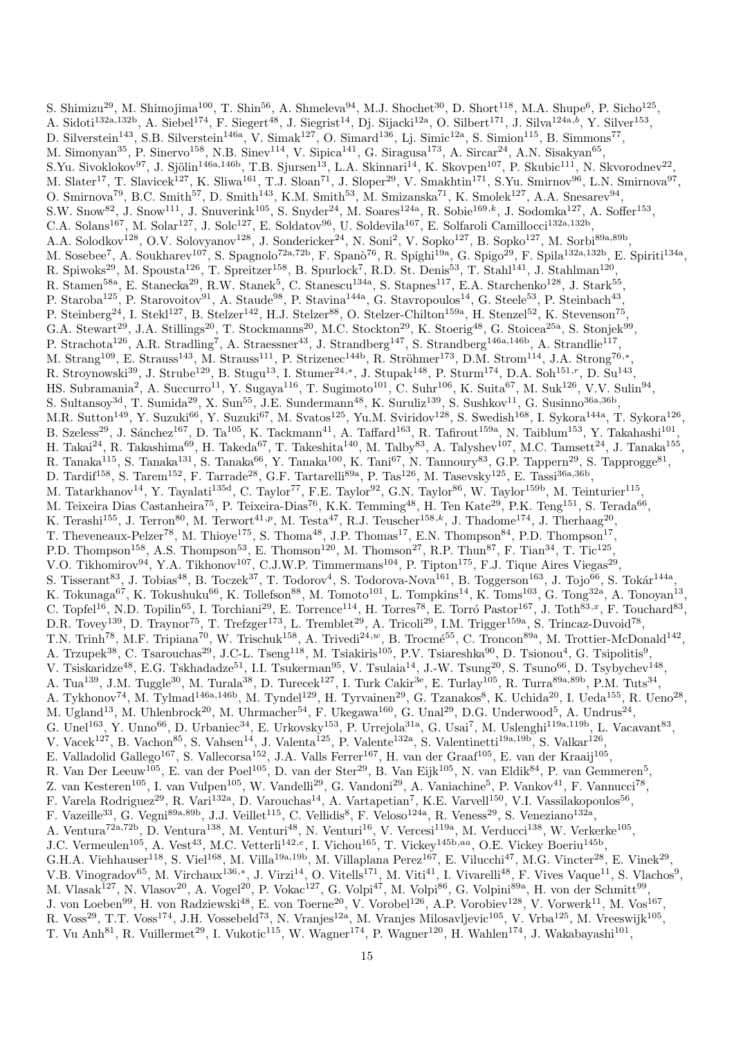S. Shimizu[29], M. Shimojima[100], T. Shin[56], A. Shmeleva[94], M.J. Shochet[30], D. Short[118], M.A. Shupe[6], P. Sicho[125], A. Sidoti[132a,132b], A. Siebel[174], F. Siegert[48], J. Siegrist[14], Dj. Sijacki[12a], O. Silbert[171], J. Silva[124a,b], Y. Silver[153], D. Silverstein[143], S.B. Silverstein[146a], V. Simak[127], O. Simard[136], Lj. Simic[12a], S. Simion[115], B. Simmons[77], M. Simonyan[35], P. Sinervo[158], N.B. Sinev[114], V. Sipica[141], G. Siragusa[173], A. Sircar[24], A.N. Sisakyan[65], S.Yu. Sivoklokov[97], J. Sjölin[146a,146b], T.B. Sjursen[13], L.A. Skinnari[14], K. Skovpen[107], P. Skubic[111], N. Skvorodnev[22], M. Slater[17], T. Slavicek[127], K. Sliwa[161], T.J. Sloan[71], J. Sloper[29], V. Smakhtin[171], S.Yu. Smirnov[96], L.N. Smirnova[97], O. Smirnova[79], B.C. Smith[57], D. Smith[143], K.M. Smith[53], M. Smizanska[71], K. Smolek[127], A.A. Snesarev[94], S.W. Snow[82], J. Snow[111], J. Snuverink[105], S. Snyder[24], M. Soares[124a], R. Sobie[169,k], J. Sodomka[127], A. Soffer[153], C.A. Solans[167], M. Solar[127], J. Solc[127], E. Soldatov[96], U. Soldevila[167], E. Solfaroli Camillocci[132a,132b], A.A. Solodkov[128], O.V. Solovyanov[128], J. Sondericker[24], N. Soni[2], V. Sopko[127], B. Sopko[127], M. Sorbi[89a,89b], M. Sosebee[7], A. Soukharev[107], S. Spagnolo[72a,72b], F. Spanò[76], R. Spighi[19a], G. Spigo[29], F. Spila[132a,132b], E. Spiriti[134a], R. Spiwoks[29], M. Spousta[126], T. Spreitzer[158], B. Spurlock[7], R.D. St. Denis[53], T. Stahl[141], J. Stahlman[120], R. Stamen[58a], E. Stanecka[29], R.W. Stanek[5], C. Stanescu[134a], S. Stapnes[117], E.A. Starchenko[128], J. Stark[55], P. Staroba[125], P. Starovoitov[91], A. Staude[98], P. Stavina[144a], G. Stavropoulos[14], G. Steele[53], P. Steinbach[43], P. Steinberg[24], I. Stekl[127], B. Stelzer[142], H.J. Stelzer[88], O. Stelzer-Chilton[159a], H. Stenzel[52], K. Stevenson[75], G.A. Stewart[29], J.A. Stillings[20], T. Stockmanns[20], M.C. Stockton[29], K. Stoerig[48], G. Stoicea[25a], S. Stonjek[99], P. Strachota[126], A.R. Stradling[7], A. Straessner[43], J. Strandberg[147], S. Strandberg[146a,146b], A. Strandlie[117], M. Strang[109], E. Strauss[143], M. Strauss[111], P. Strizenec[144b], R. Ströhmer[173], D.M. Strom[114], J.A. Strong[76,*], R. Stroynowski[39], J. Strube[129], B. Stugu[13], I. Stumer[24,*], J. Stupak[148], P. Sturm[174], D.A. Soh[151,r], D. Su[143], HS. Subramania[2], A. Succurro[11], Y. Sugaya[116], T. Sugimoto[101], C. Suhr[106], K. Suita[67], M. Suk[126], V.V. Sulin[94], S. Sultansoy[3d], T. Sumida[29], X. Sun[55], J.E. Sundermann[48], K. Suruliz[139], S. Sushkov[11], G. Susinno[36a,36b], M.R. Sutton[149], Y. Suzuki[66], Y. Suzuki[67], M. Svatos[125], Yu.M. Sviridov[128], S. Swedish[168], I. Sykora[144a], T. Sykora[126], B. Szeless[29], J. Sánchez[167], D. Ta[105], K. Tackmann[41], A. Taffard[163], R. Tafirout[159a], N. Taiblum[153], Y. Takahashi[101], H. Takai[24], R. Takashima[69], H. Takeda[67], T. Takeshita[140], M. Talby[83], A. Talyshev[107], M.C. Tamsett[24], J. Tanaka[155], R. Tanaka[115], S. Tanaka[131], S. Tanaka[66], Y. Tanaka[100], K. Tani[67], N. Tannoury[83], G.P. Tappern[29], S. Tapprogge[81], D. Tardif[158], S. Tarem[152], F. Tarrade[28], G.F. Tartarelli[89a], P. Tas[126], M. Tasevsky[125], E. Tassi[36a,36b], M. Tatarkhanov[14], Y. Tayalati[135d], C. Taylor[77], F.E. Taylor[92], G.N. Taylor[86], W. Taylor[159b], M. Teinturier[115], M. Teixeira Dias Castanheira[75], P. Teixeira-Dias[76], K.K. Temming[48], H. Ten Kate[29], P.K. Teng[151], S. Terada[66], K. Terashi[155], J. Terron[80], M. Terwort[41,p], M. Testa[47], R.J. Teuscher[158,k], J. Thadome[174], J. Therhaag[20], T. Theveneaux-Pelzer[78], M. Thioye[175], S. Thoma[48], J.P. Thomas[17], E.N. Thompson[84], P.D. Thompson[17], P.D. Thompson[158], A.S. Thompson[53], E. Thomson[120], M. Thomson[27], R.P. Thun[87], F. Tian[34], T. Tic[125], V.O. Tikhomirov[94], Y.A. Tikhonov[107], C.J.W.P. Timmermans[104], P. Tipton[175], F.J. Tique Aires Viegas[29], S. Tisserant[83], J. Tobias[48], B. Toczek[37], T. Todorov[4], S. Todorova-Nova[161], B. Toggerson[163], J. Tojo[66], S. Tokár[144a], K. Tokunaga[67], K. Tokushuku[66], K. Tollefson[88], M. Tomoto[101], L. Tompkins[14], K. Toms[103], G. Tong[32a], A. Tonoyan[13], C. Topfel[16], N.D. Topilin[65], I. Torchiani[29], E. Torrence[114], H. Torres[78], E. Torró Pastor[167], J. Toth[83,x], F. Touchard[83], D.R. Tovey[139], D. Traynor[75], T. Trefzger[173], L. Tremblet[29], A. Tricoli[29], I.M. Trigger[159a], S. Trincaz-Duvoid[78], T.N. Trinh[78], M.F. Tripiana[70], W. Trischuk[158], A. Trivedi[24,w], B. Trocmé[55], C. Troncon[89a], M. Trottier-McDonald[142], A. Trzupek[38], C. Tsarouchas[29], J.C-L. Tseng[118], M. Tsiakiris[105], P.V. Tsiareshka[90], D. Tsionou[4], G. Tsipolitis[9], V. Tsiskaridze[48], E.G. Tskhadadze[51], I.I. Tsukerman[95], V. Tsulaia[14], J.-W. Tsung[20], S. Tsuno[66], D. Tsybychev[148], A. Tua[139], J.M. Tuggle[30], M. Turala[38], D. Turecek[127], I. Turk Cakir[3e], E. Turlay[105], R. Turra[89a,89b], P.M. Tuts[34], A. Tykhonov[74], M. Tylmad[146a,146b], M. Tyndel[129], H. Tyrvainen[29], G. Tzanakos[8], K. Uchida[20], I. Ueda[155], R. Ueno[28], M. Ugland[13], M. Uhlenbrock[20], M. Uhrmacher[54], F. Ukegawa[160], G. Unal[29], D.G. Underwood[5], A. Undrus[24], G. Unel[163], Y. Unno[66], D. Urbaniec[34], E. Urkovsky[153], P. Urrejola[31a], G. Usai[7], M. Uslenghi[119a,119b], L. Vacavant[83], V. Vacek[127], B. Vachon[85], S. Vahsen[14], J. Valenta[125], P. Valente[132a], S. Valentinetti[19a,19b], S. Valkar[126], E. Valladolid Gallego[167], S. Vallecorsa[152], J.A. Valls Ferrer[167], H. van der Graaf[105], E. van der Kraaij[105], R. Van Der Leeuw[105], E. van der Poel[105], D. van der Ster[29], B. Van Eijk[105], N. van Eldik[84], P. van Gemmeren[5], Z. van Kesteren[105], I. van Vulpen[105], W. Vandelli[29], G. Vandoni[29], A. Vaniachine[5], P. Vankov[41], F. Vannucci[78], F. Varela Rodriguez[29], R. Vari[132a], D. Varouchas[14], A. Vartapetian[7], K.E. Varvell[150], V.I. Vassilakopoulos[56], F. Vazeille[33], G. Vegni[89a,89b], J.J. Veillet[115], C. Vellidis[8], F. Veloso[124a], R. Veness[29], S. Veneziano[132a], A. Ventura[72a,72b], D. Ventura[138], M. Venturi[48], N. Venturi[16], V. Vercesi[119a], M. Verducci[138], W. Verkerke[105], J.C. Vermeulen[105], A. Vest[43], M.C. Vetterli[142,e], I. Vichou[165], T. Vickey[145b,aa], O.E. Vickey Boeriu[145b], G.H.A. Viehhauser[118], S. Viel[168], M. Villa[19a,19b], M. Villaplana Perez[167], E. Vilucchi[47], M.G. Vincter[28], E. Vinek[29], V.B. Vinogradov[65], M. Virchaux[136,*], J. Virzi[14], O. Vitells[171], M. Viti[41], I. Vivarelli[48], F. Vives Vaque[11], S. Vlachos[9], M. Vlasak[127], N. Vlasov[20], A. Vogel[20], P. Vokac[127], G. Volpi[47], M. Volpi[86], G. Volpini[89a], H. von der Schmitt[99], J. von Loeben[99], H. von Radziewski[48], E. von Toerne[20], V. Vorobel[126], A.P. Vorobiev[128], V. Vorwerk[11], M. Vos[167], R. Voss[29], T.T. Voss[174], J.H. Vossebeld[73], N. Vranjes[12a], M. Vranjes Milosavljevic[105], V. Vrba[125], M. Vreeswijk[105], T. Vu Anh[81], R. Vuillermet[29], I. Vukotic[115], W. Wagner[174], P. Wagner[120], H. Wahlen[174], J. Wakabayashi[101],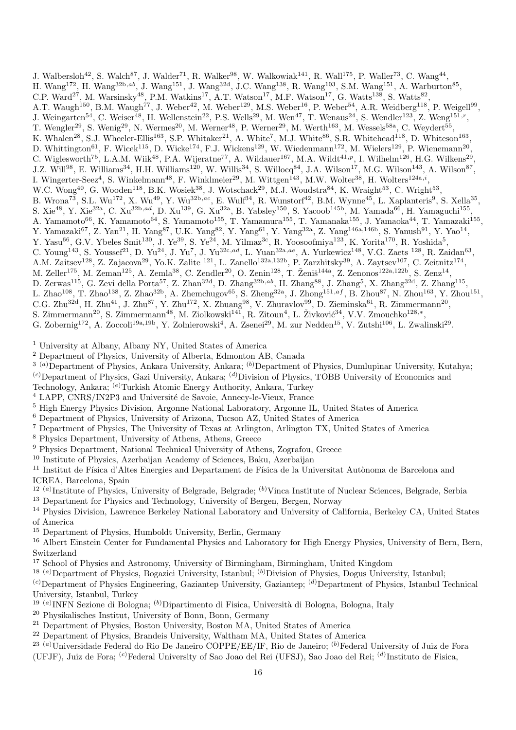J. Walbersloh[42], S. Walch[87], J. Walder[71], R. Walker[98], W. Walkowiak[141], R. Wall[175], P. Waller[73], C. Wang[44], H. Wang[172], H. Wang[32b,ab], J. Wang[151], J. Wang[32d], J.C. Wang[138], R. Wang[103], S.M. Wang[151], A. Warburton[85], C.P. Ward[27], M. Warsinsky[48], P.M. Watkins[17], A.T. Watson[17], M.F. Watson[17], G. Watts[138], S. Watts[82], A.T. Waugh[150], B.M. Waugh[77], J. Weber[42], M. Weber[129], M.S. Weber[16], P. Weber[54], A.R. Weidberg[118], P. Weigell[99], J. Weingarten[54], C. Weiser[48], H. Wellenstein[22], P.S. Wells[29], M. Wen[47], T. Wenaus[24], S. Wendler[123], Z. Weng[151,r], T. Wengler[29], S. Wenig[29], N. Wermes[20], M. Werner[48], P. Werner[29], M. Werth[163], M. Wessels[58a], C. Weydert[55], K. Whalen[28], S.J. Wheeler-Ellis[163], S.P. Whitaker[21], A. White[7], M.J. White[86], S.R. Whitehead[118], D. Whiteson[163], D. Whittington[61], F. Wicek[115], D. Wicke[174], F.J. Wickens[129], W. Wiedenmann[172], M. Wielers[129], P. Wienemann[20], C. Wiglesworth[75], L.A.M. Wiik[48], P.A. Wijeratne[77], A. Wildauer[167], M.A. Wildt[41,p], I. Wilhelm[126], H.G. Wilkens[29], J.Z. Will[98], E. Williams[34], H.H. Williams[120], W. Willis[34], S. Willocq[84], J.A. Wilson[17], M.G. Wilson[143], A. Wilson[87], I. Wingerter-Seez[4], S. Winkelmann[48], F. Winklmeier[29], M. Wittgen[143], M.W. Wolter[38], H. Wolters[124a,i], W.C. Wong[40], G. Wooden[118], B.K. Wosiek[38], J. Wotschack[29], M.J. Woudstra[84], K. Wraight[53], C. Wright[53], B. Wrona[73], S.L. Wu[172], X. Wu[49], Y. Wu[32b,ac], E. Wulf[34], R. Wunstorf[42], B.M. Wynne[45], L. Xaplanteris[9], S. Xella[35], S. Xie[48], Y. Xie[32a], C. Xu[32b,ad], D. Xu[139], G. Xu[32a], B. Yabsley[150], S. Yacoob[145b], M. Yamada[66], H. Yamaguchi[155], A. Yamamoto[66], K. Yamamoto[64], S. Yamamoto[155], T. Yamamura[155], T. Yamanaka[155], J. Yamaoka[44], T. Yamazaki[155], Y. Yamazaki[67], Z. Yan[21], H. Yang[87], U.K. Yang[82], Y. Yang[61], Y. Yang[32a], Z. Yang[146a,146b], S. Yanush[91], Y. Yao[14], Y. Yasu[66], G.V. Ybeles Smit[130], J. Ye[39], S. Ye[24], M. Yilmaz[3c], R. Yoosoofmiya[123], K. Yorita[170], R. Yoshida[5], C. Young[143], S. Youssef[21], D. Yu[24], J. Yu[7], J. Yu[32c,ad], L. Yuan[32a,ae], A. Yurkewicz[148], V.G. Zaets [128], R. Zaidan[63], A.M. Zaitsev[128], Z. Zajacova[29], Yo.K. Zalite [121], L. Zanello[132a,132b], P. Zarzhitsky[39], A. Zaytsev[107], C. Zeitnitz[174], M. Zeller[175], M. Zeman[125], A. Zemla[38], C. Zendler[20], O. Zenin[128], T. Ženiš[144a], Z. Zenonos[122a,122b], S. Zenz[14], D. Zerwas[115], G. Zevi della Porta[57], Z. Zhan[32d], D. Zhang[32b,ab], H. Zhang[88], J. Zhang[5], X. Zhang[32d], Z. Zhang[115], L. Zhao[108], T. Zhao[138], Z. Zhao[32b], A. Zhemchugov[65], S. Zheng[32a], J. Zhong[151,af], B. Zhou[87], N. Zhou[163], Y. Zhou[151], C.G. Zhu[32d], H. Zhu[41], J. Zhu[87], Y. Zhu[172], X. Zhuang[98], V. Zhuravlov[99], D. Zieminska[61], R. Zimmermann[20], S. Zimmermann[20], S. Zimmermann[48], M. Ziolkowski[141], R. Zitoun[4], L. Živković[34], V.V. Zmouchko[128,*], G. Zobernig[172], A. Zoccoli[19a,19b], Y. Zolnierowski[4], A. Zsenei[29], M. zur Nedden[15], V. Zutshi[106], L. Zwalinski[29].

[1] University at Albany, Albany NY, United States of America
[2] Department of Physics, University of Alberta, Edmonton AB, Canada
[3] [(a)]Department of Physics, Ankara University, Ankara; [(b)]Department of Physics, Dumlupinar University, Kutahya; [(c)]Department of Physics, Gazi University, Ankara; [(d)]Division of Physics, TOBB University of Economics and Technology, Ankara; [(e)]Turkish Atomic Energy Authority, Ankara, Turkey
[4] LAPP, CNRS/IN2P3 and Université de Savoie, Annecy-le-Vieux, France
[5] High Energy Physics Division, Argonne National Laboratory, Argonne IL, United States of America
[6] Department of Physics, University of Arizona, Tucson AZ, United States of America
[7] Department of Physics, The University of Texas at Arlington, Arlington TX, United States of America
[8] Physics Department, University of Athens, Athens, Greece
[9] Physics Department, National Technical University of Athens, Zografou, Greece
[10] Institute of Physics, Azerbaijan Academy of Sciences, Baku, Azerbaijan
[11] Institut de Física d'Altes Energies and Departament de Física de la Universitat Autònoma de Barcelona and ICREA, Barcelona, Spain
[12] [(a)]Institute of Physics, University of Belgrade, Belgrade; [(b)]Vinca Institute of Nuclear Sciences, Belgrade, Serbia
[13] Department for Physics and Technology, University of Bergen, Bergen, Norway
[14] Physics Division, Lawrence Berkeley National Laboratory and University of California, Berkeley CA, United States of America
[15] Department of Physics, Humboldt University, Berlin, Germany
[16] Albert Einstein Center for Fundamental Physics and Laboratory for High Energy Physics, University of Bern, Bern, Switzerland
[17] School of Physics and Astronomy, University of Birmingham, Birmingham, United Kingdom
[18] [(a)]Department of Physics, Bogazici University, Istanbul; [(b)]Division of Physics, Dogus University, Istanbul; [(c)]Department of Physics Engineering, Gaziantep University, Gaziantep; [(d)]Department of Physics, Istanbul Technical University, Istanbul, Turkey
[19] [(a)]INFN Sezione di Bologna; [(b)]Dipartimento di Fisica, Università di Bologna, Bologna, Italy
[20] Physikalisches Institut, University of Bonn, Bonn, Germany
[21] Department of Physics, Boston University, Boston MA, United States of America
[22] Department of Physics, Brandeis University, Waltham MA, United States of America
[23] [(a)]Universidade Federal do Rio De Janeiro COPPE/EE/IF, Rio de Janeiro; [(b)]Federal University of Juiz de Fora (UFJF), Juiz de Fora; [(c)]Federal University of Sao Joao del Rei (UFSJ), Sao Joao del Rei; [(d)]Instituto de Fisica,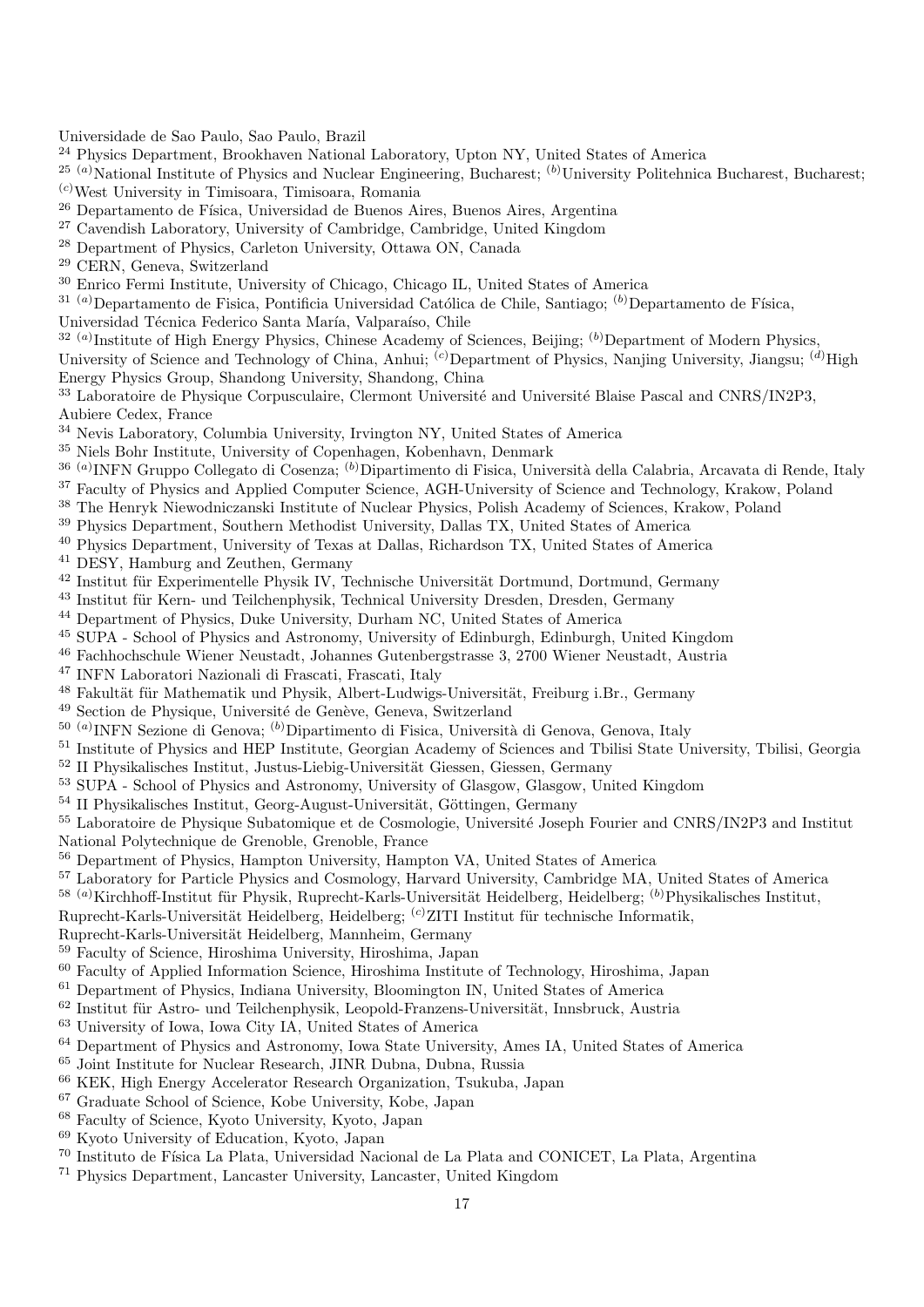Universidade de Sao Paulo, Sao Paulo, Brazil

[24] Physics Department, Brookhaven National Laboratory, Upton NY, United States of America

[25] [(a)]National Institute of Physics and Nuclear Engineering, Bucharest; [(b)]University Politehnica Bucharest, Bucharest; [(c)]West University in Timisoara, Timisoara, Romania

[26] Departamento de Física, Universidad de Buenos Aires, Buenos Aires, Argentina

[27] Cavendish Laboratory, University of Cambridge, Cambridge, United Kingdom

[28] Department of Physics, Carleton University, Ottawa ON, Canada

[29] CERN, Geneva, Switzerland

[30] Enrico Fermi Institute, University of Chicago, Chicago IL, United States of America

[31] [(a)]Departamento de Fisica, Pontificia Universidad Católica de Chile, Santiago; [(b)]Departamento de Física, Universidad Técnica Federico Santa María, Valparaíso, Chile

[32] [(a)]Institute of High Energy Physics, Chinese Academy of Sciences, Beijing; [(b)]Department of Modern Physics, University of Science and Technology of China, Anhui; [(c)]Department of Physics, Nanjing University, Jiangsu; [(d)]High Energy Physics Group, Shandong University, Shandong, China

[33] Laboratoire de Physique Corpusculaire, Clermont Université and Université Blaise Pascal and CNRS/IN2P3, Aubiere Cedex, France

[34] Nevis Laboratory, Columbia University, Irvington NY, United States of America

[35] Niels Bohr Institute, University of Copenhagen, Kobenhavn, Denmark

[36] [(a)]INFN Gruppo Collegato di Cosenza; [(b)]Dipartimento di Fisica, Università della Calabria, Arcavata di Rende, Italy

[37] Faculty of Physics and Applied Computer Science, AGH-University of Science and Technology, Krakow, Poland

[38] The Henryk Niewodniczanski Institute of Nuclear Physics, Polish Academy of Sciences, Krakow, Poland

[39] Physics Department, Southern Methodist University, Dallas TX, United States of America

[40] Physics Department, University of Texas at Dallas, Richardson TX, United States of America

[41] DESY, Hamburg and Zeuthen, Germany

[42] Institut für Experimentelle Physik IV, Technische Universität Dortmund, Dortmund, Germany

[43] Institut für Kern- und Teilchenphysik, Technical University Dresden, Dresden, Germany

[44] Department of Physics, Duke University, Durham NC, United States of America

[45] SUPA - School of Physics and Astronomy, University of Edinburgh, Edinburgh, United Kingdom

[46] Fachhochschule Wiener Neustadt, Johannes Gutenbergstrasse 3, 2700 Wiener Neustadt, Austria

[47] INFN Laboratori Nazionali di Frascati, Frascati, Italy

[48] Fakultät für Mathematik und Physik, Albert-Ludwigs-Universität, Freiburg i.Br., Germany

[49] Section de Physique, Université de Genève, Geneva, Switzerland

[50] [(a)]INFN Sezione di Genova; [(b)]Dipartimento di Fisica, Università di Genova, Genova, Italy

[51] Institute of Physics and HEP Institute, Georgian Academy of Sciences and Tbilisi State University, Tbilisi, Georgia

[52] II Physikalisches Institut, Justus-Liebig-Universität Giessen, Giessen, Germany

[53] SUPA - School of Physics and Astronomy, University of Glasgow, Glasgow, United Kingdom

[54] II Physikalisches Institut, Georg-August-Universität, Göttingen, Germany

[55] Laboratoire de Physique Subatomique et de Cosmologie, Université Joseph Fourier and CNRS/IN2P3 and Institut National Polytechnique de Grenoble, Grenoble, France

[56] Department of Physics, Hampton University, Hampton VA, United States of America

[57] Laboratory for Particle Physics and Cosmology, Harvard University, Cambridge MA, United States of America

[58] [(a)]Kirchhoff-Institut für Physik, Ruprecht-Karls-Universität Heidelberg, Heidelberg; [(b)]Physikalisches Institut, Ruprecht-Karls-Universität Heidelberg, Heidelberg; [(c)]ZITI Institut für technische Informatik, Ruprecht-Karls-Universität Heidelberg, Mannheim, Germany

[59] Faculty of Science, Hiroshima University, Hiroshima, Japan

[60] Faculty of Applied Information Science, Hiroshima Institute of Technology, Hiroshima, Japan

[61] Department of Physics, Indiana University, Bloomington IN, United States of America

[62] Institut für Astro- und Teilchenphysik, Leopold-Franzens-Universität, Innsbruck, Austria

[63] University of Iowa, Iowa City IA, United States of America

[64] Department of Physics and Astronomy, Iowa State University, Ames IA, United States of America

[65] Joint Institute for Nuclear Research, JINR Dubna, Dubna, Russia

[66] KEK, High Energy Accelerator Research Organization, Tsukuba, Japan

[67] Graduate School of Science, Kobe University, Kobe, Japan

[68] Faculty of Science, Kyoto University, Kyoto, Japan

[69] Kyoto University of Education, Kyoto, Japan

[70] Instituto de Física La Plata, Universidad Nacional de La Plata and CONICET, La Plata, Argentina

[71] Physics Department, Lancaster University, Lancaster, United Kingdom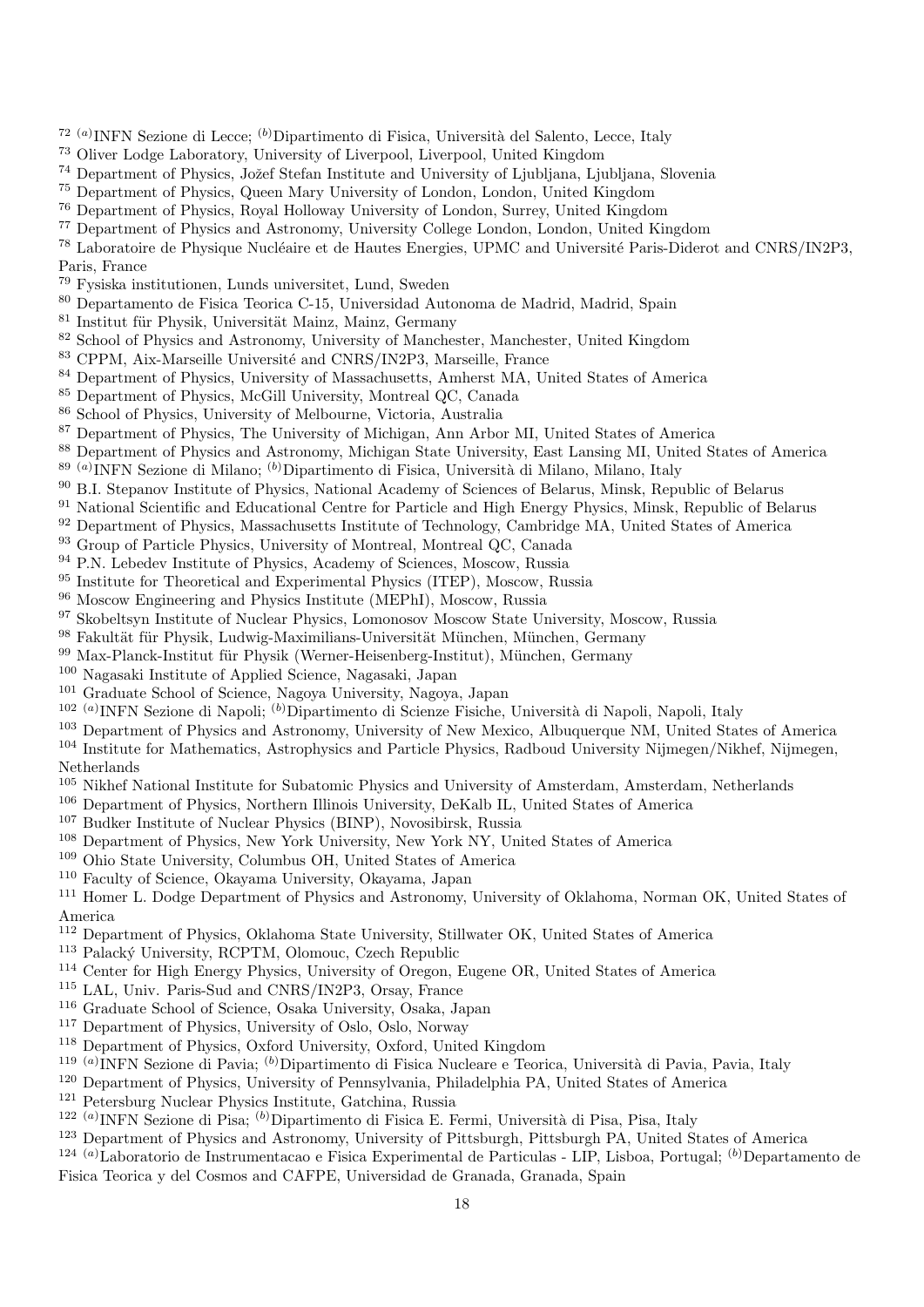[72] [(a)]INFN Sezione di Lecce; [(b)]Dipartimento di Fisica, Università del Salento, Lecce, Italy
[73] Oliver Lodge Laboratory, University of Liverpool, Liverpool, United Kingdom
[74] Department of Physics, Jožef Stefan Institute and University of Ljubljana, Ljubljana, Slovenia
[75] Department of Physics, Queen Mary University of London, London, United Kingdom
[76] Department of Physics, Royal Holloway University of London, Surrey, United Kingdom
[77] Department of Physics and Astronomy, University College London, London, United Kingdom
[78] Laboratoire de Physique Nucléaire et de Hautes Energies, UPMC and Université Paris-Diderot and CNRS/IN2P3, Paris, France
[79] Fysiska institutionen, Lunds universitet, Lund, Sweden
[80] Departamento de Fisica Teorica C-15, Universidad Autonoma de Madrid, Madrid, Spain
[81] Institut für Physik, Universität Mainz, Mainz, Germany
[82] School of Physics and Astronomy, University of Manchester, Manchester, United Kingdom
[83] CPPM, Aix-Marseille Université and CNRS/IN2P3, Marseille, France
[84] Department of Physics, University of Massachusetts, Amherst MA, United States of America
[85] Department of Physics, McGill University, Montreal QC, Canada
[86] School of Physics, University of Melbourne, Victoria, Australia
[87] Department of Physics, The University of Michigan, Ann Arbor MI, United States of America
[88] Department of Physics and Astronomy, Michigan State University, East Lansing MI, United States of America
[89] [(a)]INFN Sezione di Milano; [(b)]Dipartimento di Fisica, Università di Milano, Milano, Italy
[90] B.I. Stepanov Institute of Physics, National Academy of Sciences of Belarus, Minsk, Republic of Belarus
[91] National Scientific and Educational Centre for Particle and High Energy Physics, Minsk, Republic of Belarus
[92] Department of Physics, Massachusetts Institute of Technology, Cambridge MA, United States of America
[93] Group of Particle Physics, University of Montreal, Montreal QC, Canada
[94] P.N. Lebedev Institute of Physics, Academy of Sciences, Moscow, Russia
[95] Institute for Theoretical and Experimental Physics (ITEP), Moscow, Russia
[96] Moscow Engineering and Physics Institute (MEPhI), Moscow, Russia
[97] Skobeltsyn Institute of Nuclear Physics, Lomonosov Moscow State University, Moscow, Russia
[98] Fakultät für Physik, Ludwig-Maximilians-Universität München, München, Germany
[99] Max-Planck-Institut für Physik (Werner-Heisenberg-Institut), München, Germany
[100] Nagasaki Institute of Applied Science, Nagasaki, Japan
[101] Graduate School of Science, Nagoya University, Nagoya, Japan
[102] [(a)]INFN Sezione di Napoli; [(b)]Dipartimento di Scienze Fisiche, Università di Napoli, Napoli, Italy
[103] Department of Physics and Astronomy, University of New Mexico, Albuquerque NM, United States of America
[104] Institute for Mathematics, Astrophysics and Particle Physics, Radboud University Nijmegen/Nikhef, Nijmegen, Netherlands
[105] Nikhef National Institute for Subatomic Physics and University of Amsterdam, Amsterdam, Netherlands
[106] Department of Physics, Northern Illinois University, DeKalb IL, United States of America
[107] Budker Institute of Nuclear Physics (BINP), Novosibirsk, Russia
[108] Department of Physics, New York University, New York NY, United States of America
[109] Ohio State University, Columbus OH, United States of America
[110] Faculty of Science, Okayama University, Okayama, Japan
[111] Homer L. Dodge Department of Physics and Astronomy, University of Oklahoma, Norman OK, United States of America
[112] Department of Physics, Oklahoma State University, Stillwater OK, United States of America
[113] Palacký University, RCPTM, Olomouc, Czech Republic
[114] Center for High Energy Physics, University of Oregon, Eugene OR, United States of America
[115] LAL, Univ. Paris-Sud and CNRS/IN2P3, Orsay, France
[116] Graduate School of Science, Osaka University, Osaka, Japan
[117] Department of Physics, University of Oslo, Oslo, Norway
[118] Department of Physics, Oxford University, Oxford, United Kingdom
[119] [(a)]INFN Sezione di Pavia; [(b)]Dipartimento di Fisica Nucleare e Teorica, Università di Pavia, Pavia, Italy
[120] Department of Physics, University of Pennsylvania, Philadelphia PA, United States of America
[121] Petersburg Nuclear Physics Institute, Gatchina, Russia
[122] [(a)]INFN Sezione di Pisa; [(b)]Dipartimento di Fisica E. Fermi, Università di Pisa, Pisa, Italy
[123] Department of Physics and Astronomy, University of Pittsburgh, Pittsburgh PA, United States of America
[124] [(a)]Laboratorio de Instrumentacao e Fisica Experimental de Particulas - LIP, Lisboa, Portugal; [(b)]Departamento de Fisica Teorica y del Cosmos and CAFPE, Universidad de Granada, Granada, Spain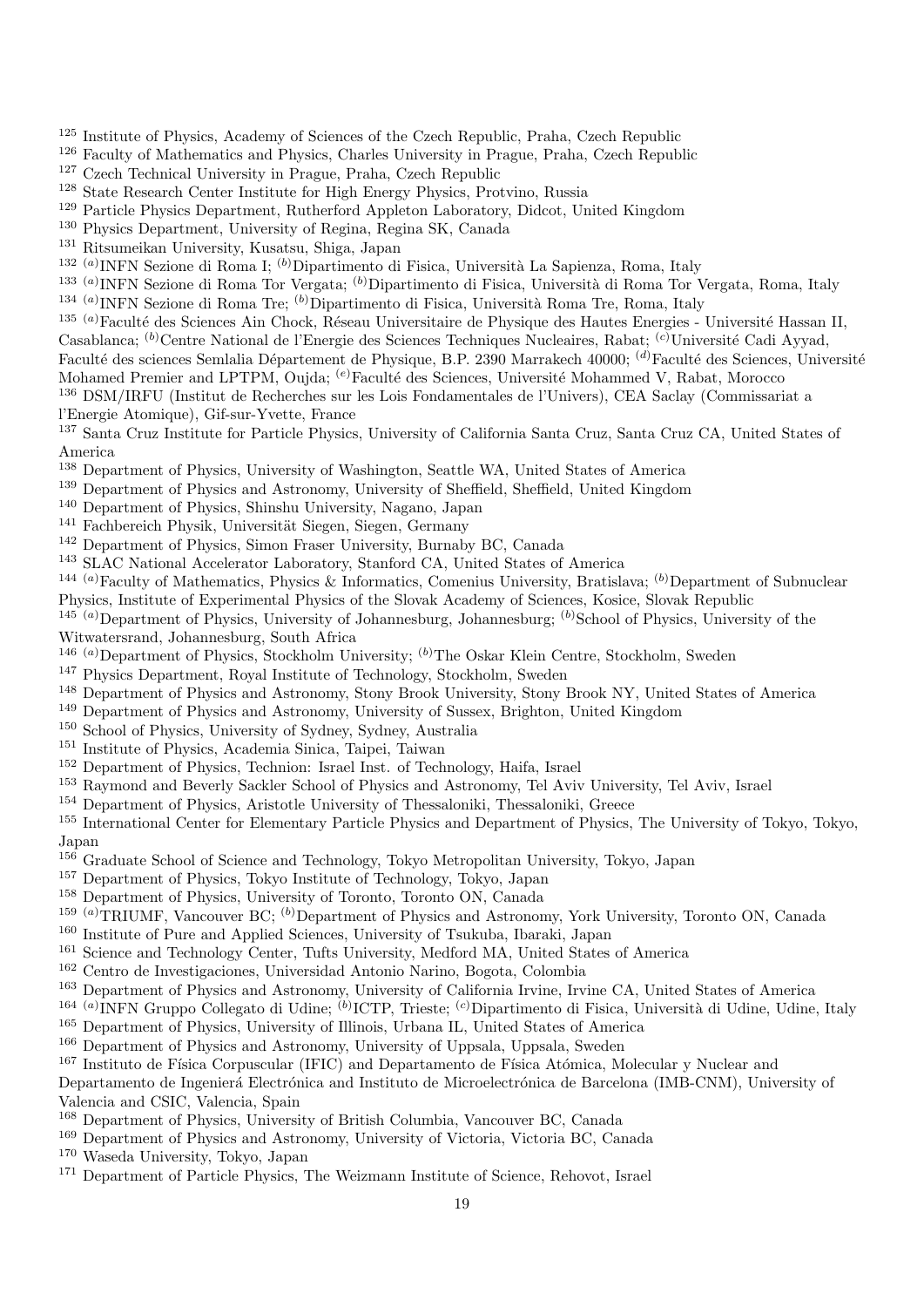[125] Institute of Physics, Academy of Sciences of the Czech Republic, Praha, Czech Republic
[126] Faculty of Mathematics and Physics, Charles University in Prague, Praha, Czech Republic
[127] Czech Technical University in Prague, Praha, Czech Republic
[128] State Research Center Institute for High Energy Physics, Protvino, Russia
[129] Particle Physics Department, Rutherford Appleton Laboratory, Didcot, United Kingdom
[130] Physics Department, University of Regina, Regina SK, Canada
[131] Ritsumeikan University, Kusatsu, Shiga, Japan
[132] [(a)]INFN Sezione di Roma I; [(b)]Dipartimento di Fisica, Università La Sapienza, Roma, Italy
[133] [(a)]INFN Sezione di Roma Tor Vergata; [(b)]Dipartimento di Fisica, Università di Roma Tor Vergata, Roma, Italy
[134] [(a)]INFN Sezione di Roma Tre; [(b)]Dipartimento di Fisica, Università Roma Tre, Roma, Italy
[135] [(a)]Faculté des Sciences Ain Chock, Réseau Universitaire de Physique des Hautes Energies - Université Hassan II, Casablanca; [(b)]Centre National de l'Energie des Sciences Techniques Nucleaires, Rabat; [(c)]Université Cadi Ayyad, Faculté des sciences Semlalia Département de Physique, B.P. 2390 Marrakech 40000; [(d)]Faculté des Sciences, Université Mohamed Premier and LPTPM, Oujda; [(e)]Faculté des Sciences, Université Mohammed V, Rabat, Morocco
[136] DSM/IRFU (Institut de Recherches sur les Lois Fondamentales de l'Univers), CEA Saclay (Commissariat a l'Energie Atomique), Gif-sur-Yvette, France
[137] Santa Cruz Institute for Particle Physics, University of California Santa Cruz, Santa Cruz CA, United States of America
[138] Department of Physics, University of Washington, Seattle WA, United States of America
[139] Department of Physics and Astronomy, University of Sheffield, Sheffield, United Kingdom
[140] Department of Physics, Shinshu University, Nagano, Japan
[141] Fachbereich Physik, Universität Siegen, Siegen, Germany
[142] Department of Physics, Simon Fraser University, Burnaby BC, Canada
[143] SLAC National Accelerator Laboratory, Stanford CA, United States of America
[144] [(a)]Faculty of Mathematics, Physics & Informatics, Comenius University, Bratislava; [(b)]Department of Subnuclear Physics, Institute of Experimental Physics of the Slovak Academy of Sciences, Kosice, Slovak Republic
[145] [(a)]Department of Physics, University of Johannesburg, Johannesburg; [(b)]School of Physics, University of the Witwatersrand, Johannesburg, South Africa
[146] [(a)]Department of Physics, Stockholm University; [(b)]The Oskar Klein Centre, Stockholm, Sweden
[147] Physics Department, Royal Institute of Technology, Stockholm, Sweden
[148] Department of Physics and Astronomy, Stony Brook University, Stony Brook NY, United States of America
[149] Department of Physics and Astronomy, University of Sussex, Brighton, United Kingdom
[150] School of Physics, University of Sydney, Sydney, Australia
[151] Institute of Physics, Academia Sinica, Taipei, Taiwan
[152] Department of Physics, Technion: Israel Inst. of Technology, Haifa, Israel
[153] Raymond and Beverly Sackler School of Physics and Astronomy, Tel Aviv University, Tel Aviv, Israel
[154] Department of Physics, Aristotle University of Thessaloniki, Thessaloniki, Greece
[155] International Center for Elementary Particle Physics and Department of Physics, The University of Tokyo, Tokyo, Japan
[156] Graduate School of Science and Technology, Tokyo Metropolitan University, Tokyo, Japan
[157] Department of Physics, Tokyo Institute of Technology, Tokyo, Japan
[158] Department of Physics, University of Toronto, Toronto ON, Canada
[159] [(a)]TRIUMF, Vancouver BC; [(b)]Department of Physics and Astronomy, York University, Toronto ON, Canada
[160] Institute of Pure and Applied Sciences, University of Tsukuba, Ibaraki, Japan
[161] Science and Technology Center, Tufts University, Medford MA, United States of America
[162] Centro de Investigaciones, Universidad Antonio Narino, Bogota, Colombia
[163] Department of Physics and Astronomy, University of California Irvine, Irvine CA, United States of America
[164] [(a)]INFN Gruppo Collegato di Udine; [(b)]ICTP, Trieste; [(c)]Dipartimento di Fisica, Università di Udine, Udine, Italy
[165] Department of Physics, University of Illinois, Urbana IL, United States of America
[166] Department of Physics and Astronomy, University of Uppsala, Uppsala, Sweden
[167] Instituto de Física Corpuscular (IFIC) and Departamento de Física Atómica, Molecular y Nuclear and Departamento de Ingenierá Electrónica and Instituto de Microelectrónica de Barcelona (IMB-CNM), University of Valencia and CSIC, Valencia, Spain
[168] Department of Physics, University of British Columbia, Vancouver BC, Canada
[169] Department of Physics and Astronomy, University of Victoria, Victoria BC, Canada
[170] Waseda University, Tokyo, Japan
[171] Department of Particle Physics, The Weizmann Institute of Science, Rehovot, Israel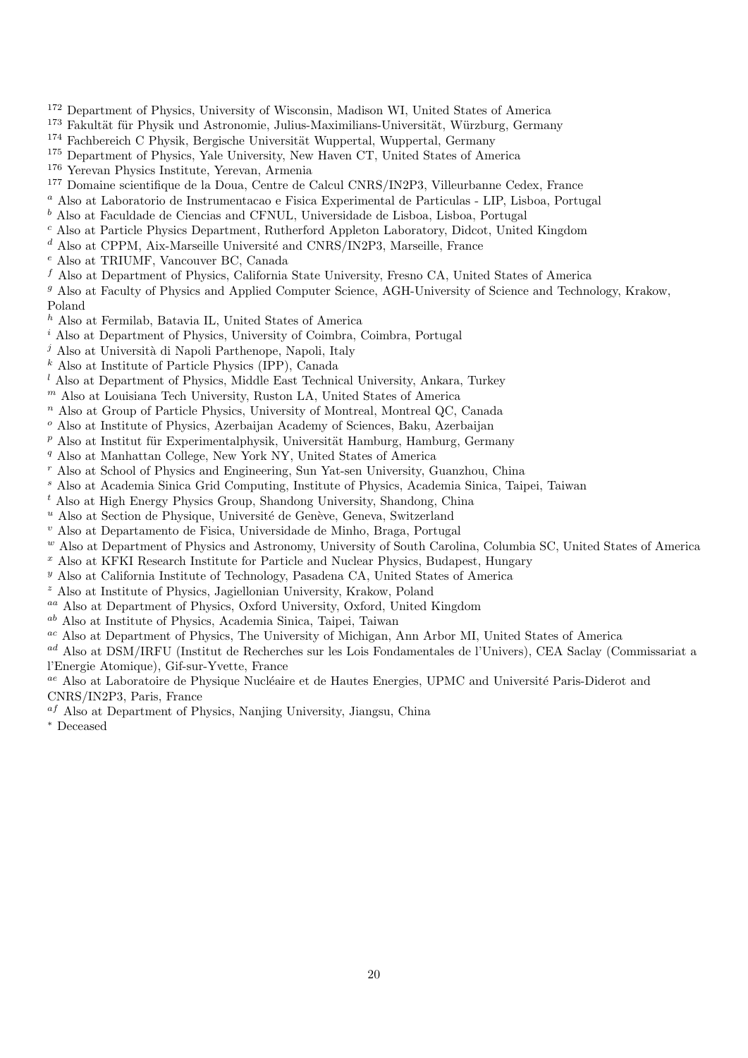[172] Department of Physics, University of Wisconsin, Madison WI, United States of America
[173] Fakultät für Physik und Astronomie, Julius-Maximilians-Universität, Würzburg, Germany
[174] Fachbereich C Physik, Bergische Universität Wuppertal, Wuppertal, Germany
[175] Department of Physics, Yale University, New Haven CT, United States of America
[176] Yerevan Physics Institute, Yerevan, Armenia
[177] Domaine scientifique de la Doua, Centre de Calcul CNRS/IN2P3, Villeurbanne Cedex, France
[a] Also at Laboratorio de Instrumentacao e Fisica Experimental de Particulas - LIP, Lisboa, Portugal
[b] Also at Faculdade de Ciencias and CFNUL, Universidade de Lisboa, Lisboa, Portugal
[c] Also at Particle Physics Department, Rutherford Appleton Laboratory, Didcot, United Kingdom
[d] Also at CPPM, Aix-Marseille Université and CNRS/IN2P3, Marseille, France
[e] Also at TRIUMF, Vancouver BC, Canada
[f] Also at Department of Physics, California State University, Fresno CA, United States of America
[g] Also at Faculty of Physics and Applied Computer Science, AGH-University of Science and Technology, Krakow, Poland
[h] Also at Fermilab, Batavia IL, United States of America
[i] Also at Department of Physics, University of Coimbra, Coimbra, Portugal
[j] Also at Università di Napoli Parthenope, Napoli, Italy
[k] Also at Institute of Particle Physics (IPP), Canada
[l] Also at Department of Physics, Middle East Technical University, Ankara, Turkey
[m] Also at Louisiana Tech University, Ruston LA, United States of America
[n] Also at Group of Particle Physics, University of Montreal, Montreal QC, Canada
[o] Also at Institute of Physics, Azerbaijan Academy of Sciences, Baku, Azerbaijan
[p] Also at Institut für Experimentalphysik, Universität Hamburg, Hamburg, Germany
[q] Also at Manhattan College, New York NY, United States of America
[r] Also at School of Physics and Engineering, Sun Yat-sen University, Guanzhou, China
[s] Also at Academia Sinica Grid Computing, Institute of Physics, Academia Sinica, Taipei, Taiwan
[t] Also at High Energy Physics Group, Shandong University, Shandong, China
[u] Also at Section de Physique, Université de Genève, Geneva, Switzerland
[v] Also at Departamento de Fisica, Universidade de Minho, Braga, Portugal
[w] Also at Department of Physics and Astronomy, University of South Carolina, Columbia SC, United States of America
[x] Also at KFKI Research Institute for Particle and Nuclear Physics, Budapest, Hungary
[y] Also at California Institute of Technology, Pasadena CA, United States of America
[z] Also at Institute of Physics, Jagiellonian University, Krakow, Poland
[aa] Also at Department of Physics, Oxford University, Oxford, United Kingdom
[ab] Also at Institute of Physics, Academia Sinica, Taipei, Taiwan
[ac] Also at Department of Physics, The University of Michigan, Ann Arbor MI, United States of America
[ad] Also at DSM/IRFU (Institut de Recherches sur les Lois Fondamentales de l'Univers), CEA Saclay (Commissariat a l'Energie Atomique), Gif-sur-Yvette, France
[ae] Also at Laboratoire de Physique Nucléaire et de Hautes Energies, UPMC and Université Paris-Diderot and CNRS/IN2P3, Paris, France
[af] Also at Department of Physics, Nanjing University, Jiangsu, China
[*] Deceased